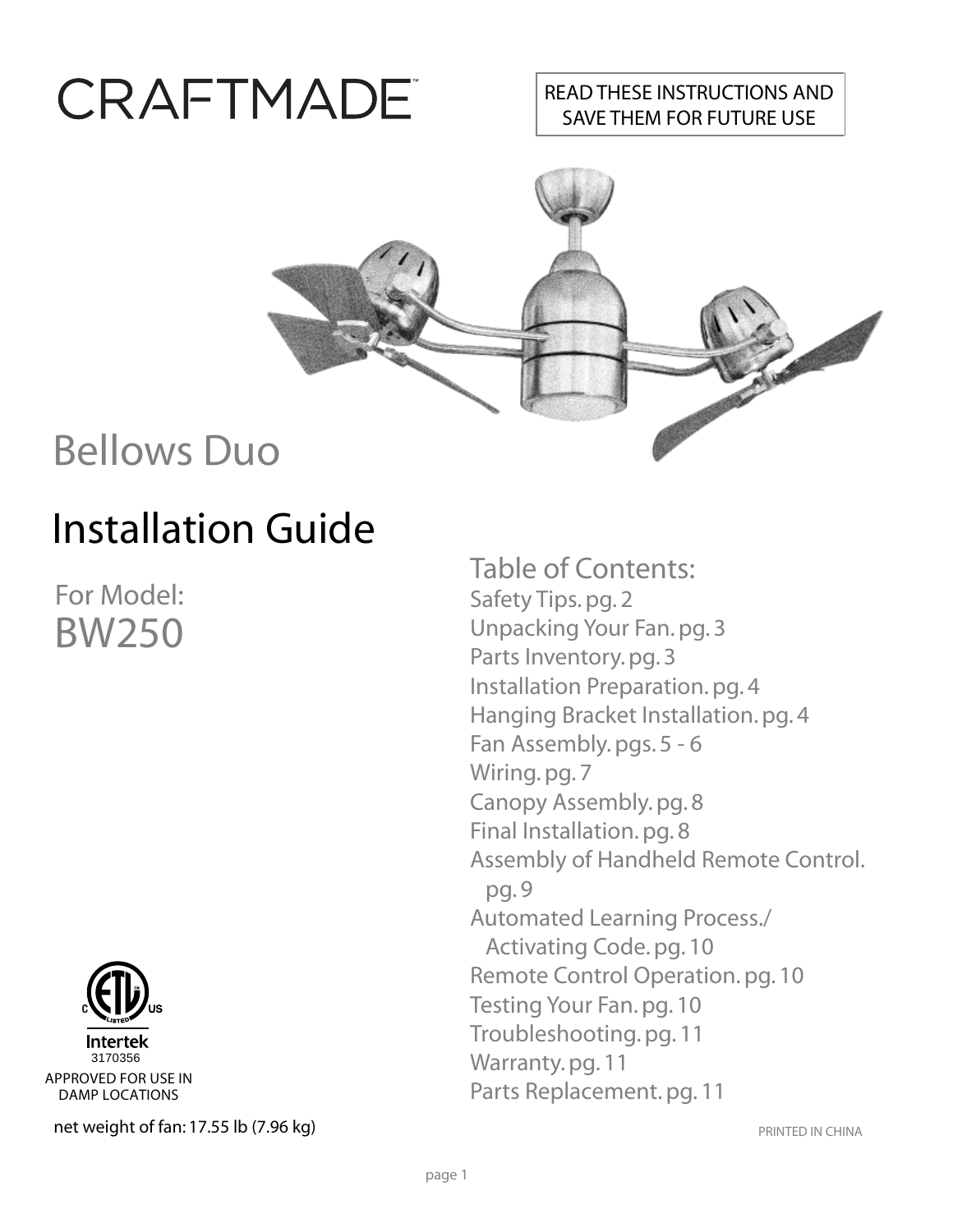CRAFTMADE™

READ THESE INSTRUCTIONS AND SAVE THEM FOR FUTURE USE

# Bellows Duo

## Installation Guide

For Model:
BW250

### Table of Contents:

Safety Tips. pg. 2
Unpacking Your Fan. pg. 3
Parts Inventory. pg. 3
Installation Preparation. pg. 4
Hanging Bracket Installation. pg. 4
Fan Assembly. pgs. 5 - 6
Wiring. pg. 7
Canopy Assembly. pg. 8
Final Installation. pg. 8
Assembly of Handheld Remote Control. pg. 9
Automated Learning Process./ Activating Code. pg. 10
Remote Control Operation. pg. 10
Testing Your Fan. pg. 10
Troubleshooting. pg. 11
Warranty. pg. 11
Parts Replacement. pg. 11

Intertek
3170356
APPROVED FOR USE IN DAMP LOCATIONS

net weight of fan: 17.55 lb (7.96 kg)

PRINTED IN CHINA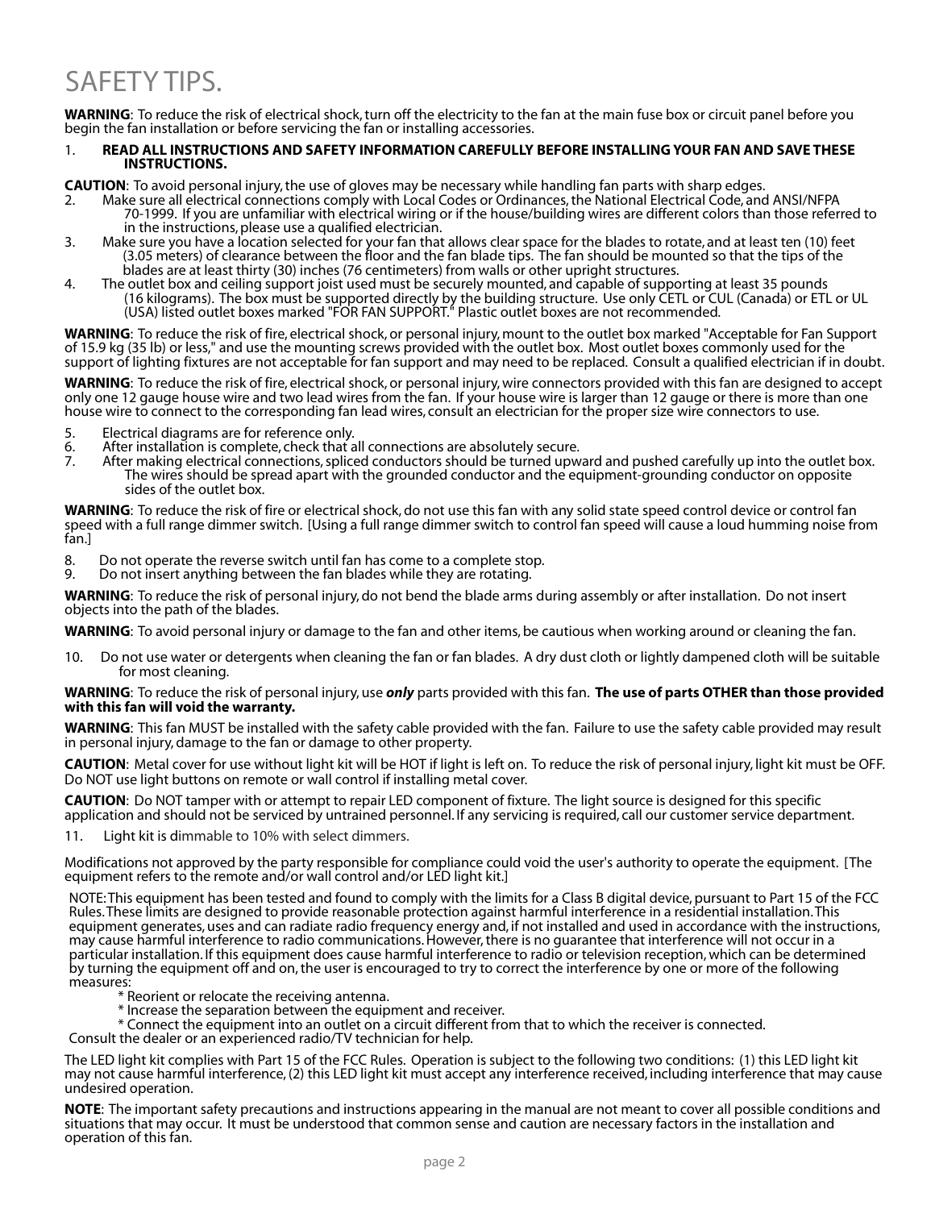# SAFETY TIPS.

**WARNING**: To reduce the risk of electrical shock, turn off the electricity to the fan at the main fuse box or circuit panel before you begin the fan installation or before servicing the fan or installing accessories.

1. **READ ALL INSTRUCTIONS AND SAFETY INFORMATION CAREFULLY BEFORE INSTALLING YOUR FAN AND SAVE THESE INSTRUCTIONS.**

**CAUTION**: To avoid personal injury, the use of gloves may be necessary while handling fan parts with sharp edges.

2. Make sure all electrical connections comply with Local Codes or Ordinances, the National Electrical Code, and ANSI/NFPA 70-1999. If you are unfamiliar with electrical wiring or if the house/building wires are different colors than those referred to in the instructions, please use a qualified electrician.
3. Make sure you have a location selected for your fan that allows clear space for the blades to rotate, and at least ten (10) feet (3.05 meters) of clearance between the floor and the fan blade tips. The fan should be mounted so that the tips of the blades are at least thirty (30) inches (76 centimeters) from walls or other upright structures.
4. The outlet box and ceiling support joist used must be securely mounted, and capable of supporting at least 35 pounds (16 kilograms). The box must be supported directly by the building structure. Use only CETL or CUL (Canada) or ETL or UL (USA) listed outlet boxes marked "FOR FAN SUPPORT." Plastic outlet boxes are not recommended.

**WARNING**: To reduce the risk of fire, electrical shock, or personal injury, mount to the outlet box marked "Acceptable for Fan Support of 15.9 kg (35 lb) or less," and use the mounting screws provided with the outlet box. Most outlet boxes commonly used for the support of lighting fixtures are not acceptable for fan support and may need to be replaced. Consult a qualified electrician if in doubt.

**WARNING**: To reduce the risk of fire, electrical shock, or personal injury, wire connectors provided with this fan are designed to accept only one 12 gauge house wire and two lead wires from the fan. If your house wire is larger than 12 gauge or there is more than one house wire to connect to the corresponding fan lead wires, consult an electrician for the proper size wire connectors to use.

5. Electrical diagrams are for reference only.
6. After installation is complete, check that all connections are absolutely secure.
7. After making electrical connections, spliced conductors should be turned upward and pushed carefully up into the outlet box. The wires should be spread apart with the grounded conductor and the equipment-grounding conductor on opposite sides of the outlet box.

**WARNING**: To reduce the risk of fire or electrical shock, do not use this fan with any solid state speed control device or control fan speed with a full range dimmer switch. [Using a full range dimmer switch to control fan speed will cause a loud humming noise from fan.]

8. Do not operate the reverse switch until fan has come to a complete stop.
9. Do not insert anything between the fan blades while they are rotating.

**WARNING**: To reduce the risk of personal injury, do not bend the blade arms during assembly or after installation. Do not insert objects into the path of the blades.

**WARNING**: To avoid personal injury or damage to the fan and other items, be cautious when working around or cleaning the fan.

10. Do not use water or detergents when cleaning the fan or fan blades. A dry dust cloth or lightly dampened cloth will be suitable for most cleaning.

**WARNING**: To reduce the risk of personal injury, use ***only*** parts provided with this fan. **The use of parts OTHER than those provided with this fan will void the warranty.**

**WARNING**: This fan MUST be installed with the safety cable provided with the fan. Failure to use the safety cable provided may result in personal injury, damage to the fan or damage to other property.

**CAUTION**: Metal cover for use without light kit will be HOT if light is left on. To reduce the risk of personal injury, light kit must be OFF. Do NOT use light buttons on remote or wall control if installing metal cover.

**CAUTION**: Do NOT tamper with or attempt to repair LED component of fixture. The light source is designed for this specific application and should not be serviced by untrained personnel. If any servicing is required, call our customer service department.

11. Light kit is dimmable to 10% with select dimmers.

Modifications not approved by the party responsible for compliance could void the user's authority to operate the equipment. [The equipment refers to the remote and/or wall control and/or LED light kit.]

NOTE: This equipment has been tested and found to comply with the limits for a Class B digital device, pursuant to Part 15 of the FCC Rules. These limits are designed to provide reasonable protection against harmful interference in a residential installation. This equipment generates, uses and can radiate radio frequency energy and, if not installed and used in accordance with the instructions, may cause harmful interference to radio communications. However, there is no guarantee that interference will not occur in a particular installation. If this equipment does cause harmful interference to radio or television reception, which can be determined by turning the equipment off and on, the user is encouraged to try to correct the interference by one or more of the following measures:

* Reorient or relocate the receiving antenna.
* Increase the separation between the equipment and receiver.
* Connect the equipment into an outlet on a circuit different from that to which the receiver is connected.

Consult the dealer or an experienced radio/TV technician for help.

The LED light kit complies with Part 15 of the FCC Rules. Operation is subject to the following two conditions: (1) this LED light kit may not cause harmful interference, (2) this LED light kit must accept any interference received, including interference that may cause undesired operation.

**NOTE**: The important safety precautions and instructions appearing in the manual are not meant to cover all possible conditions and situations that may occur. It must be understood that common sense and caution are necessary factors in the installation and operation of this fan.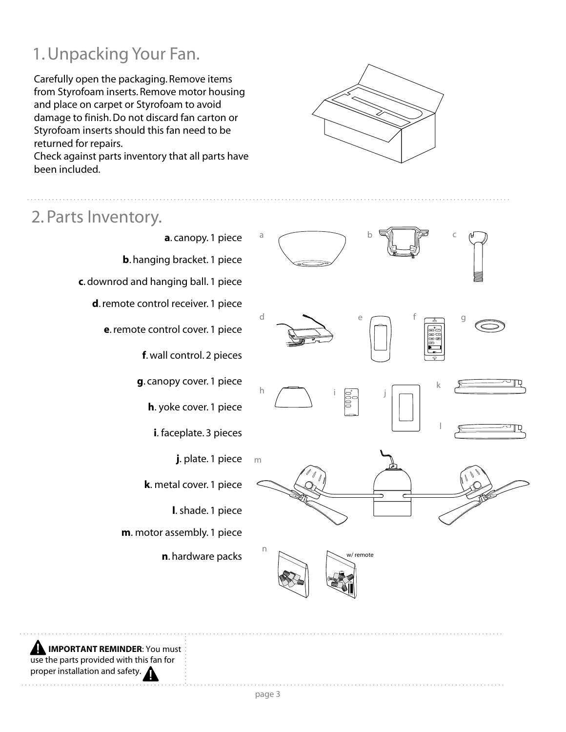# 1. Unpacking Your Fan.

Carefully open the packaging. Remove items from Styrofoam inserts. Remove motor housing and place on carpet or Styrofoam to avoid damage to finish. Do not discard fan carton or Styrofoam inserts should this fan need to be returned for repairs.
Check against parts inventory that all parts have been included.

# 2. Parts Inventory.

**a**. canopy. 1 piece

**b**. hanging bracket. 1 piece

**c**. downrod and hanging ball. 1 piece

**d**. remote control receiver. 1 piece

**e**. remote control cover. 1 piece

**f**. wall control. 2 pieces

**g**. canopy cover. 1 piece

**h**. yoke cover. 1 piece

**i**. faceplate. 3 pieces

**j**. plate. 1 piece

**k**. metal cover. 1 piece

**l**. shade. 1 piece

**m**. motor assembly. 1 piece

**n**. hardware packs

w/ remote

**IMPORTANT REMINDER**: You must use the parts provided with this fan for proper installation and safety.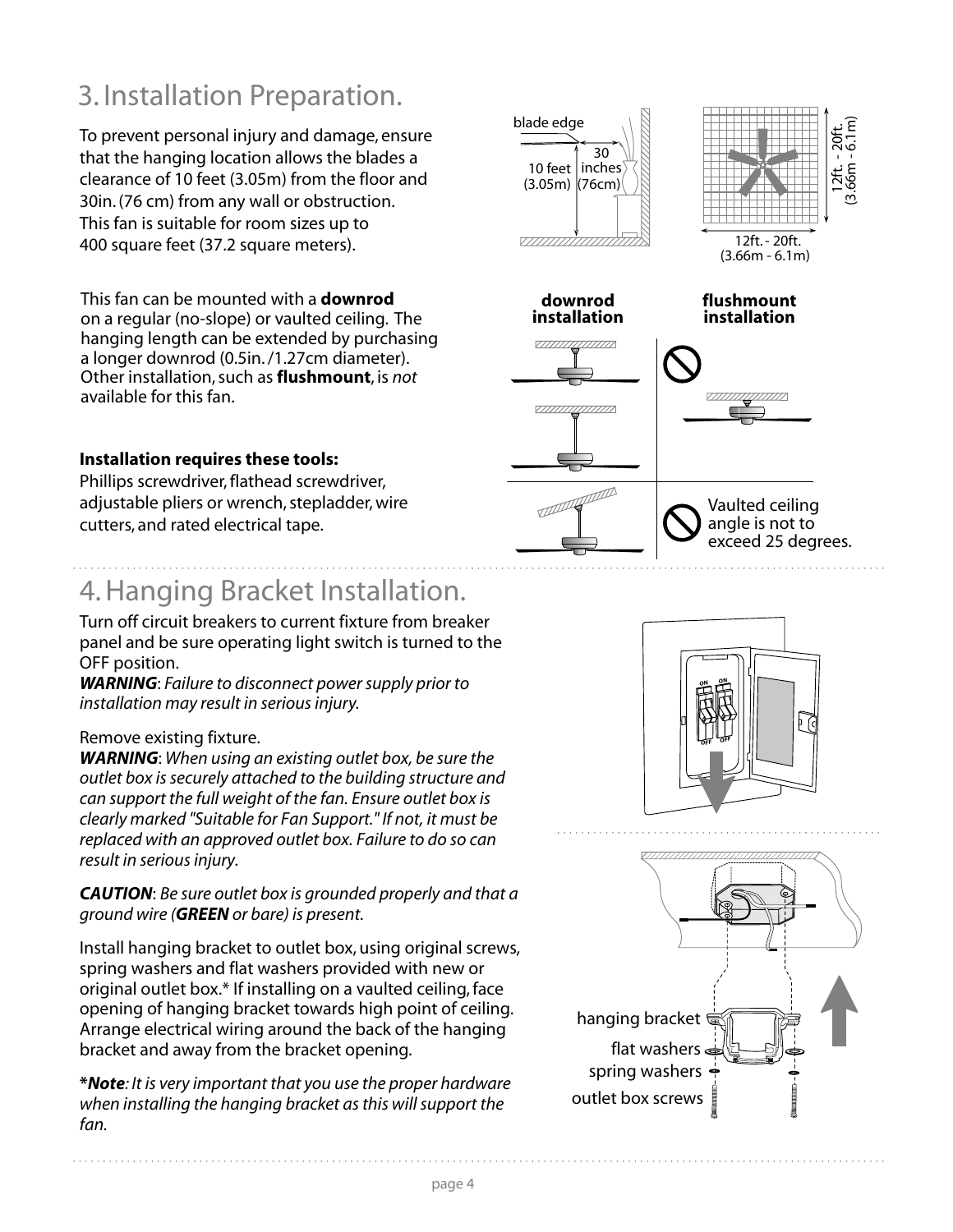# 3. Installation Preparation.

To prevent personal injury and damage, ensure that the hanging location allows the blades a clearance of 10 feet (3.05m) from the floor and 30in. (76 cm) from any wall or obstruction. This fan is suitable for room sizes up to 400 square feet (37.2 square meters).

blade edge

10 feet (3.05m)

30 inches (76cm)

12ft. - 20ft. (3.66m - 6.1m)

12ft. - 20ft. (3.66m - 6.1m)

This fan can be mounted with a **downrod** on a regular (no-slope) or vaulted ceiling. The hanging length can be extended by purchasing a longer downrod (0.5in. /1.27cm diameter). Other installation, such as **flushmount**, is *not* available for this fan.

**downrod installation**

**flushmount installation**

Vaulted ceiling angle is not to exceed 25 degrees.

**Installation requires these tools:**
Phillips screwdriver, flathead screwdriver, adjustable pliers or wrench, stepladder, wire cutters, and rated electrical tape.

# 4. Hanging Bracket Installation.

Turn off circuit breakers to current fixture from breaker panel and be sure operating light switch is turned to the OFF position.
***WARNING***: *Failure to disconnect power supply prior to installation may result in serious injury.*

Remove existing fixture.
***WARNING***: *When using an existing outlet box, be sure the outlet box is securely attached to the building structure and can support the full weight of the fan. Ensure outlet box is clearly marked "Suitable for Fan Support." If not, it must be replaced with an approved outlet box. Failure to do so can result in serious injury.*

***CAUTION***: *Be sure outlet box is grounded properly and that a ground wire (**GREEN** or bare) is present.*

Install hanging bracket to outlet box, using original screws, spring washers and flat washers provided with new or original outlet box.* If installing on a vaulted ceiling, face opening of hanging bracket towards high point of ceiling. Arrange electrical wiring around the back of the hanging bracket and away from the bracket opening.

****Note****: *It is very important that you use the proper hardware when installing the hanging bracket as this will support the fan.*

hanging bracket

flat washers

spring washers

outlet box screws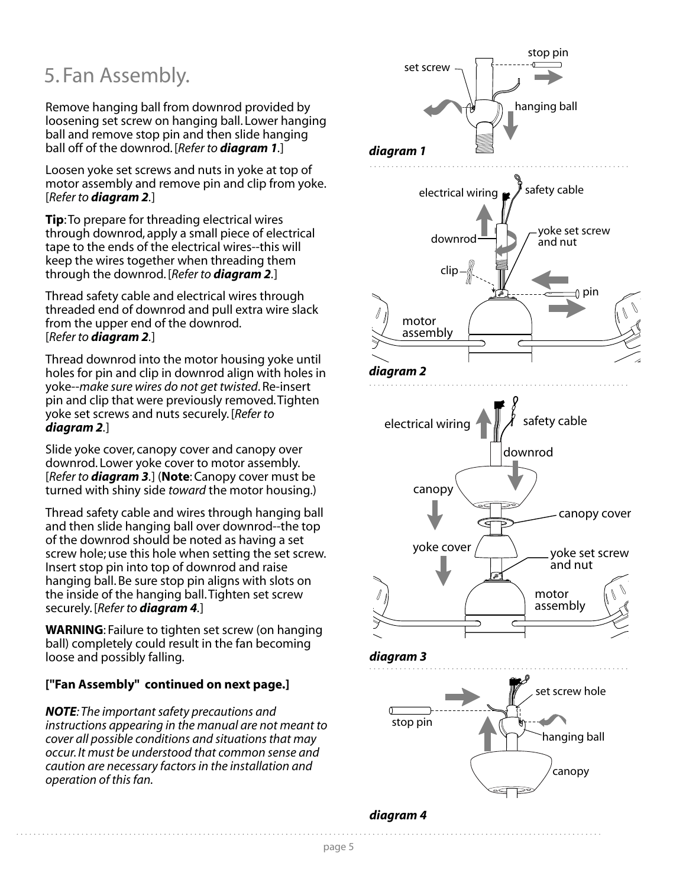# 5. Fan Assembly.

Remove hanging ball from downrod provided by loosening set screw on hanging ball. Lower hanging ball and remove stop pin and then slide hanging ball off of the downrod. [*Refer to **diagram 1**.*]

Loosen yoke set screws and nuts in yoke at top of motor assembly and remove pin and clip from yoke. [*Refer to **diagram 2**.*]

**Tip**: To prepare for threading electrical wires through downrod, apply a small piece of electrical tape to the ends of the electrical wires--this will keep the wires together when threading them through the downrod. [*Refer to **diagram 2**.*]

Thread safety cable and electrical wires through threaded end of downrod and pull extra wire slack from the upper end of the downrod. [*Refer to **diagram 2**.*]

Thread downrod into the motor housing yoke until holes for pin and clip in downrod align with holes in yoke--*make sure wires do not get twisted*. Re-insert pin and clip that were previously removed. Tighten yoke set screws and nuts securely. [*Refer to **diagram 2**.*]

Slide yoke cover, canopy cover and canopy over downrod. Lower yoke cover to motor assembly. [*Refer to **diagram 3**.*] (**Note**: Canopy cover must be turned with shiny side *toward* the motor housing.)

Thread safety cable and wires through hanging ball and then slide hanging ball over downrod--the top of the downrod should be noted as having a set screw hole; use this hole when setting the set screw. Insert stop pin into top of downrod and raise hanging ball. Be sure stop pin aligns with slots on the inside of the hanging ball. Tighten set screw securely. [*Refer to **diagram 4**.*]

**WARNING**: Failure to tighten set screw (on hanging ball) completely could result in the fan becoming loose and possibly falling.

**["Fan Assembly" continued on next page.]**

***NOTE**: The important safety precautions and instructions appearing in the manual are not meant to cover all possible conditions and situations that may occur. It must be understood that common sense and caution are necessary factors in the installation and operation of this fan.*

set screw, stop pin, hanging ball

***diagram 1***

electrical wiring, safety cable, downrod, yoke set screw and nut, clip, pin, motor assembly

***diagram 2***

electrical wiring, safety cable, downrod, canopy, canopy cover, yoke cover, yoke set screw and nut, motor assembly

***diagram 3***

set screw hole, stop pin, hanging ball, canopy

***diagram 4***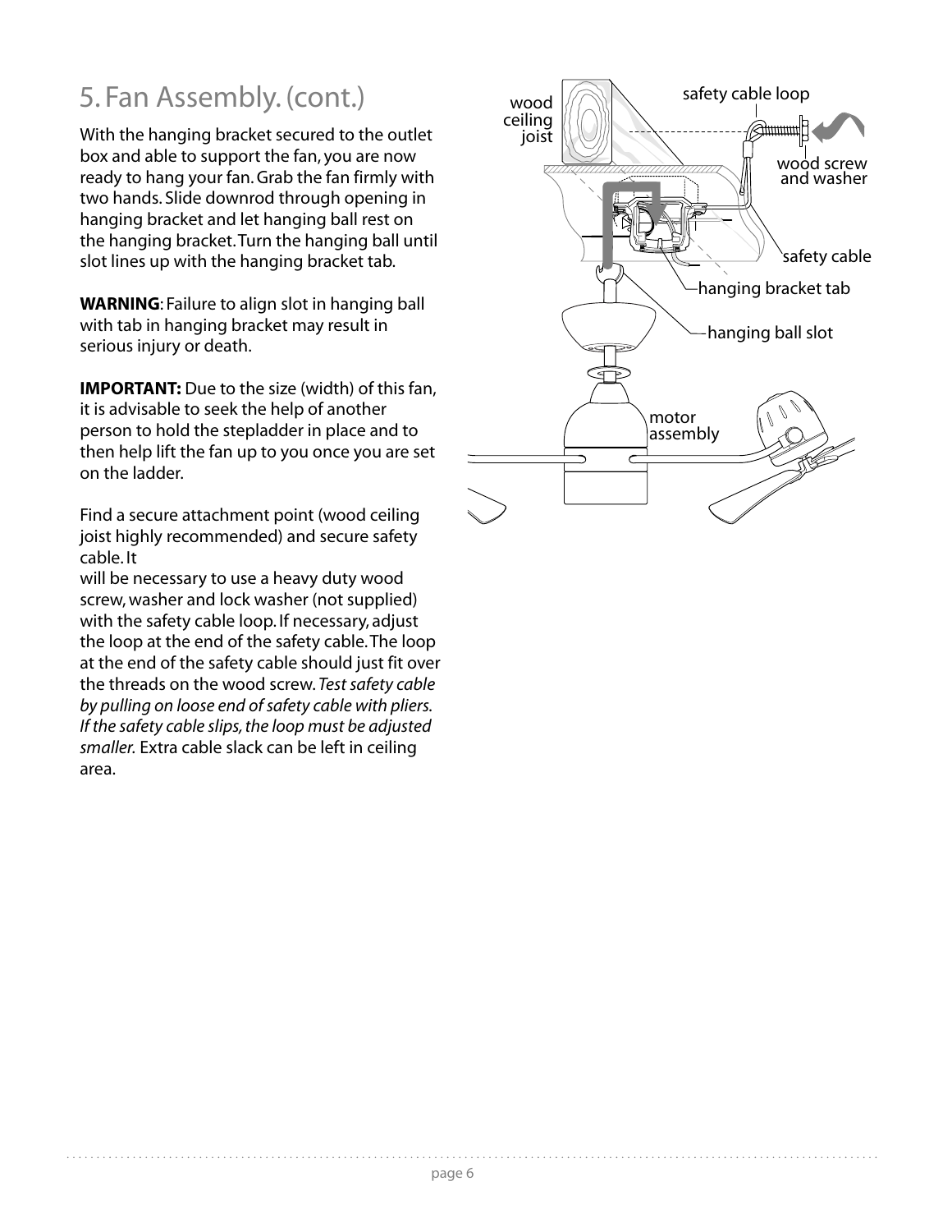# 5. Fan Assembly. (cont.)

With the hanging bracket secured to the outlet box and able to support the fan, you are now ready to hang your fan. Grab the fan firmly with two hands. Slide downrod through opening in hanging bracket and let hanging ball rest on the hanging bracket. Turn the hanging ball until slot lines up with the hanging bracket tab.

**WARNING**: Failure to align slot in hanging ball with tab in hanging bracket may result in serious injury or death.

**IMPORTANT:** Due to the size (width) of this fan, it is advisable to seek the help of another person to hold the stepladder in place and to then help lift the fan up to you once you are set on the ladder.

Find a secure attachment point (wood ceiling joist highly recommended) and secure safety cable. It
will be necessary to use a heavy duty wood screw, washer and lock washer (not supplied) with the safety cable loop. If necessary, adjust the loop at the end of the safety cable. The loop at the end of the safety cable should just fit over the threads on the wood screw. *Test safety cable by pulling on loose end of safety cable with pliers. If the safety cable slips, the loop must be adjusted smaller.* Extra cable slack can be left in ceiling area.

wood ceiling joist

safety cable loop

wood screw and washer

safety cable

hanging bracket tab

hanging ball slot

motor assembly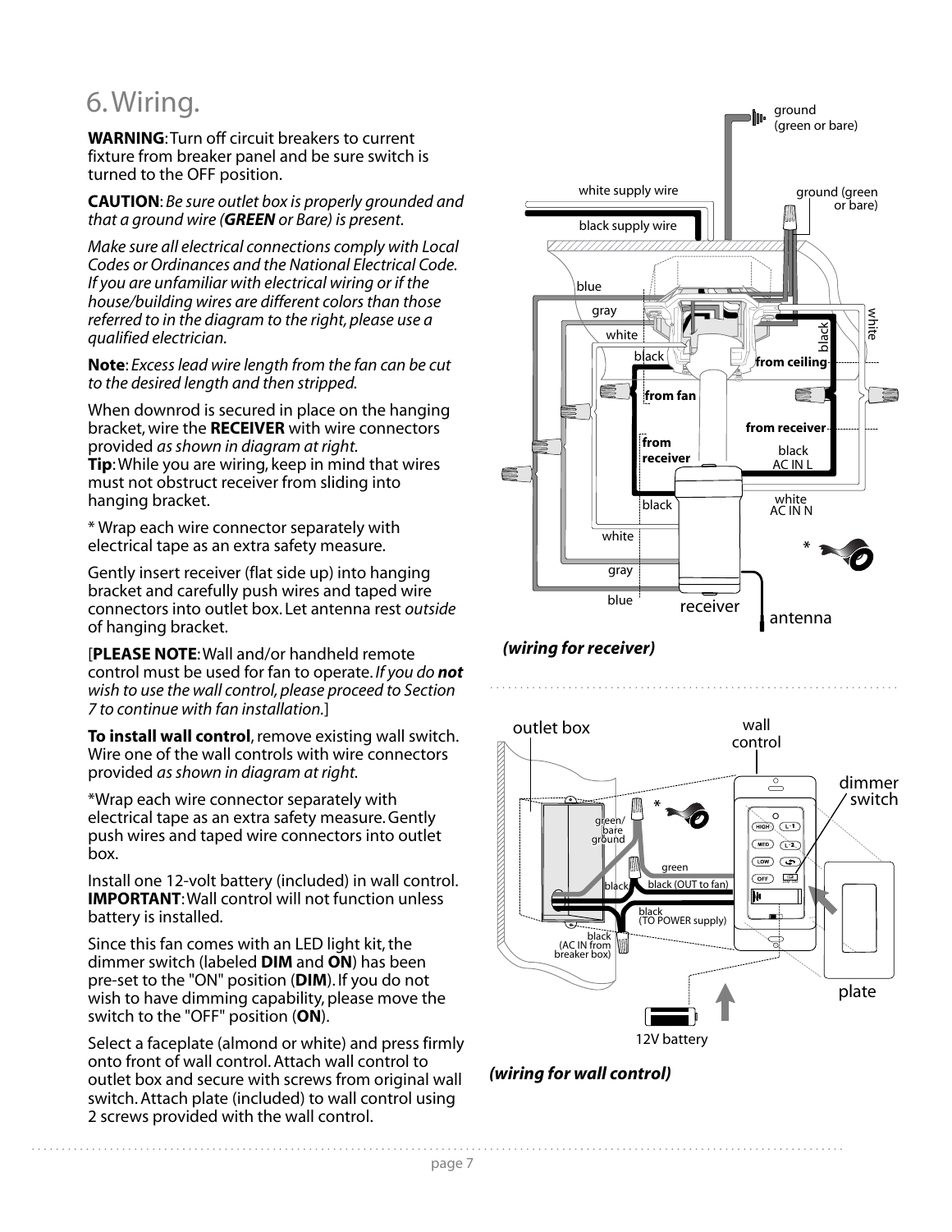# 6. Wiring.

**WARNING**: Turn off circuit breakers to current fixture from breaker panel and be sure switch is turned to the OFF position.

**CAUTION**: *Be sure outlet box is properly grounded and that a ground wire (**GREEN** or Bare) is present.*

*Make sure all electrical connections comply with Local Codes or Ordinances and the National Electrical Code. If you are unfamiliar with electrical wiring or if the house/building wires are different colors than those referred to in the diagram to the right, please use a qualified electrician.*

**Note**: *Excess lead wire length from the fan can be cut to the desired length and then stripped.*

When downrod is secured in place on the hanging bracket, wire the **RECEIVER** with wire connectors provided *as shown in diagram at right.*
**Tip**: While you are wiring, keep in mind that wires must not obstruct receiver from sliding into hanging bracket.

* Wrap each wire connector separately with electrical tape as an extra safety measure.

Gently insert receiver (flat side up) into hanging bracket and carefully push wires and taped wire connectors into outlet box. Let antenna rest *outside* of hanging bracket.

[**PLEASE NOTE**: Wall and/or handheld remote control must be used for fan to operate. *If you do **not** wish to use the wall control, please proceed to Section 7 to continue with fan installation.*]

**To install wall control**, remove existing wall switch. Wire one of the wall controls with wire connectors provided *as shown in diagram at right.*

*Wrap each wire connector separately with electrical tape as an extra safety measure. Gently push wires and taped wire connectors into outlet box.

Install one 12-volt battery (included) in wall control. **IMPORTANT**: Wall control will not function unless battery is installed.

Since this fan comes with an LED light kit, the dimmer switch (labeled **DIM** and **ON**) has been pre-set to the "ON" position (**DIM**). If you do not wish to have dimming capability, please move the switch to the "OFF" position (**ON**).

Select a faceplate (almond or white) and press firmly onto front of wall control. Attach wall control to outlet box and secure with screws from original wall switch. Attach plate (included) to wall control using 2 screws provided with the wall control.

***(wiring for receiver)***

***(wiring for wall control)***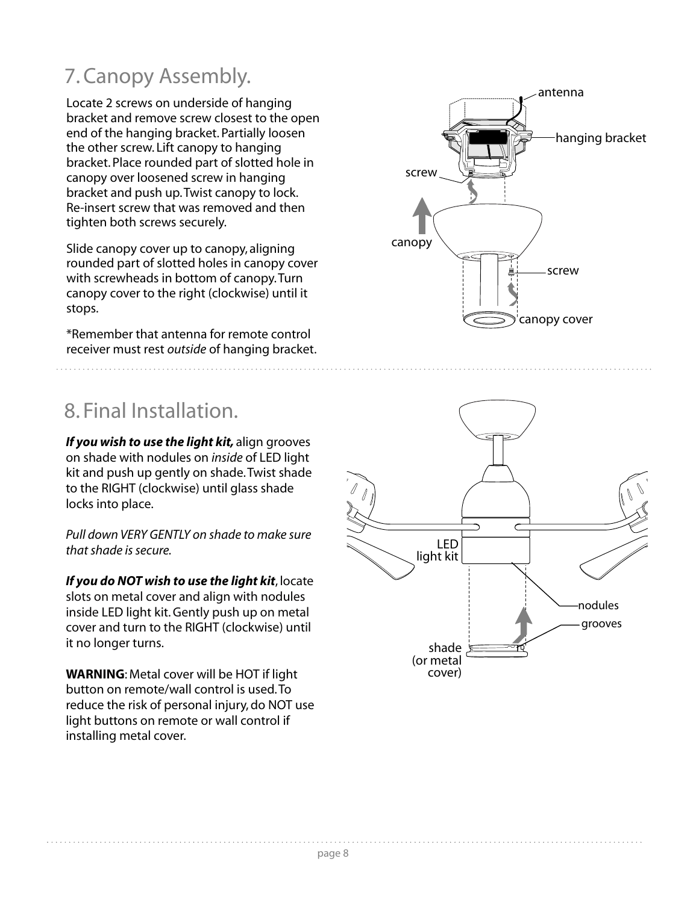## 7. Canopy Assembly.

Locate 2 screws on underside of hanging bracket and remove screw closest to the open end of the hanging bracket. Partially loosen the other screw. Lift canopy to hanging bracket. Place rounded part of slotted hole in canopy over loosened screw in hanging bracket and push up. Twist canopy to lock. Re-insert screw that was removed and then tighten both screws securely.

Slide canopy cover up to canopy, aligning rounded part of slotted holes in canopy cover with screwheads in bottom of canopy. Turn canopy cover to the right (clockwise) until it stops.

*Remember that antenna for remote control receiver must rest *outside* of hanging bracket.

## 8. Final Installation.

***If you wish to use the light kit,*** align grooves on shade with nodules on *inside* of LED light kit and push up gently on shade. Twist shade to the RIGHT (clockwise) until glass shade locks into place.

*Pull down VERY GENTLY on shade to make sure that shade is secure.*

***If you do NOT wish to use the light kit***, locate slots on metal cover and align with nodules inside LED light kit. Gently push up on metal cover and turn to the RIGHT (clockwise) until it no longer turns.

**WARNING**: Metal cover will be HOT if light button on remote/wall control is used. To reduce the risk of personal injury, do NOT use light buttons on remote or wall control if installing metal cover.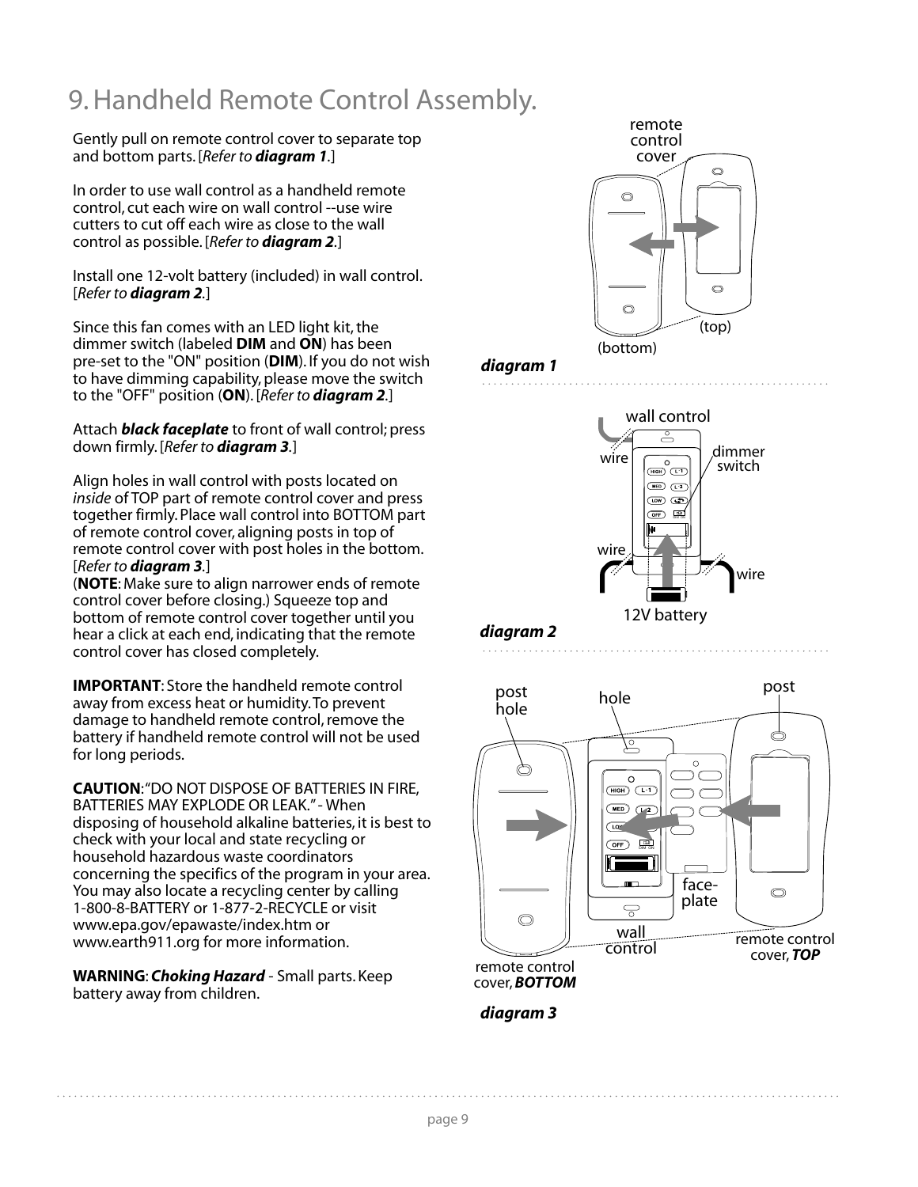# 9. Handheld Remote Control Assembly.

Gently pull on remote control cover to separate top and bottom parts. [*Refer to **diagram 1***.]

In order to use wall control as a handheld remote control, cut each wire on wall control --use wire cutters to cut off each wire as close to the wall control as possible. [*Refer to **diagram 2***.]

Install one 12-volt battery (included) in wall control. [*Refer to **diagram 2***.]

Since this fan comes with an LED light kit, the dimmer switch (labeled **DIM** and **ON**) has been pre-set to the "ON" position (**DIM**). If you do not wish to have dimming capability, please move the switch to the "OFF" position (**ON**). [*Refer to **diagram 2***.]

Attach ***black faceplate*** to front of wall control; press down firmly. [*Refer to **diagram 3***.]

Align holes in wall control with posts located on *inside* of TOP part of remote control cover and press together firmly. Place wall control into BOTTOM part of remote control cover, aligning posts in top of remote control cover with post holes in the bottom. [*Refer to **diagram 3***.]
(**NOTE**: Make sure to align narrower ends of remote control cover before closing.) Squeeze top and bottom of remote control cover together until you hear a click at each end, indicating that the remote control cover has closed completely.

**IMPORTANT**: Store the handheld remote control away from excess heat or humidity. To prevent damage to handheld remote control, remove the battery if handheld remote control will not be used for long periods.

**CAUTION**: "DO NOT DISPOSE OF BATTERIES IN FIRE, BATTERIES MAY EXPLODE OR LEAK." - When disposing of household alkaline batteries, it is best to check with your local and state recycling or household hazardous waste coordinators concerning the specifics of the program in your area. You may also locate a recycling center by calling 1-800-8-BATTERY or 1-877-2-RECYCLE or visit www.epa.gov/epawaste/index.htm or www.earth911.org for more information.

**WARNING**: ***Choking Hazard*** - Small parts. Keep battery away from children.

remote control cover (top) (bottom)

***diagram 1***

wall control, wire, dimmer switch, wire, wire, 12V battery

***diagram 2***

post hole, hole, post, face-plate, wall control, remote control cover, ***BOTTOM***, remote control cover, ***TOP***

***diagram 3***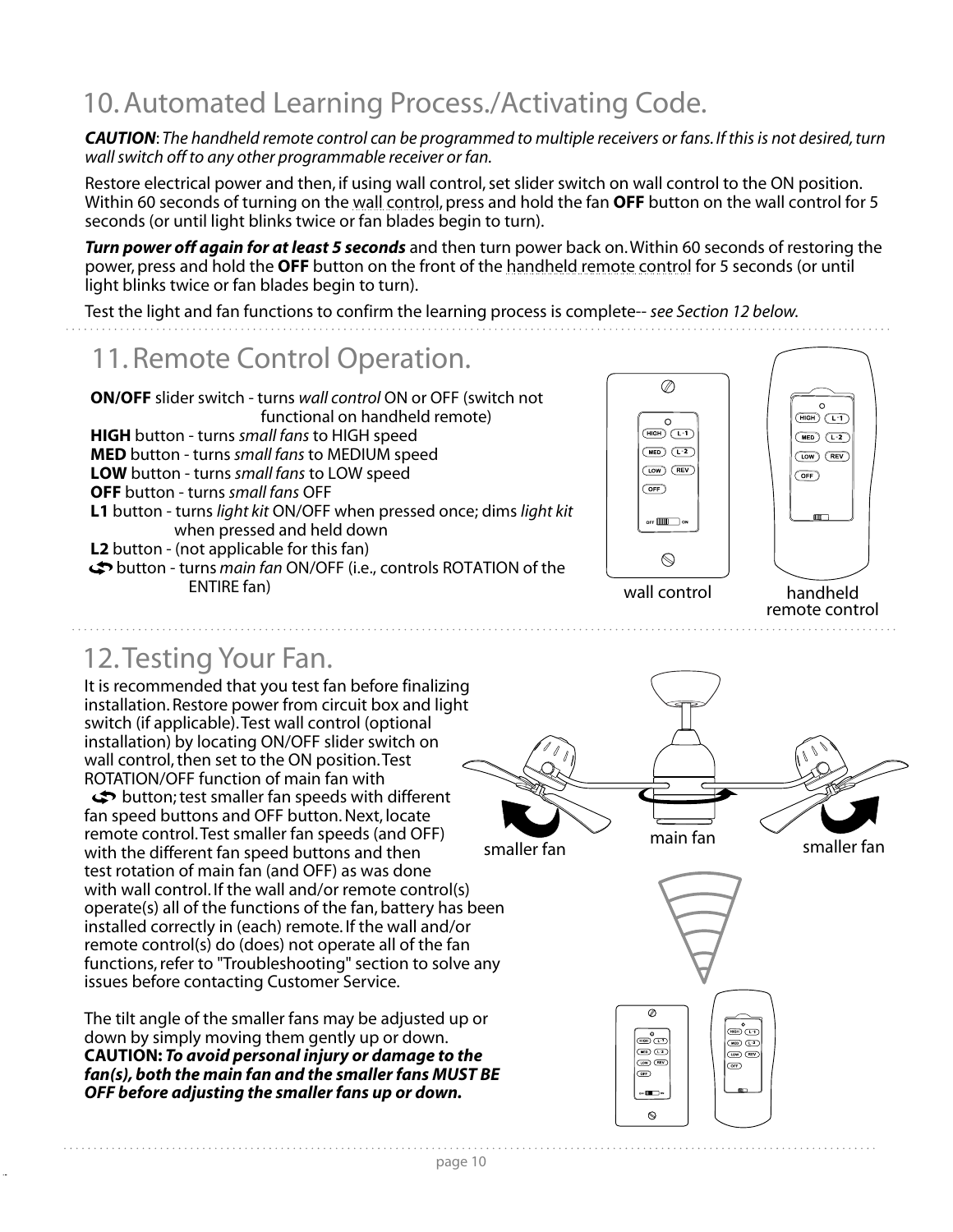## 10. Automated Learning Process./Activating Code.

***CAUTION**: The handheld remote control can be programmed to multiple receivers or fans. If this is not desired, turn wall switch off to any other programmable receiver or fan.*

Restore electrical power and then, if using wall control, set slider switch on wall control to the ON position. Within 60 seconds of turning on the wall control, press and hold the fan **OFF** button on the wall control for 5 seconds (or until light blinks twice or fan blades begin to turn).

***Turn power off again for at least 5 seconds*** and then turn power back on. Within 60 seconds of restoring the power, press and hold the **OFF** button on the front of the handheld remote control for 5 seconds (or until light blinks twice or fan blades begin to turn).

Test the light and fan functions to confirm the learning process is complete-- *see Section 12 below.*

## 11. Remote Control Operation.

**ON/OFF** slider switch - turns *wall control* ON or OFF (switch not functional on handheld remote)
**HIGH** button - turns *small fans* to HIGH speed
**MED** button - turns *small fans* to MEDIUM speed
**LOW** button - turns *small fans* to LOW speed
**OFF** button - turns *small fans* OFF
**L1** button - turns *light kit* ON/OFF when pressed once; dims *light kit* when pressed and held down
**L2** button - (not applicable for this fan)
⟲ button - turns *main fan* ON/OFF (i.e., controls ROTATION of the ENTIRE fan)

wall control

handheld remote control

## 12. Testing Your Fan.

It is recommended that you test fan before finalizing installation. Restore power from circuit box and light switch (if applicable). Test wall control (optional installation) by locating ON/OFF slider switch on wall control, then set to the ON position. Test ROTATION/OFF function of main fan with ⟲ button; test smaller fan speeds with different fan speed buttons and OFF button. Next, locate remote control. Test smaller fan speeds (and OFF) with the different fan speed buttons and then test rotation of main fan (and OFF) as was done with wall control. If the wall and/or remote control(s) operate(s) all of the functions of the fan, battery has been installed correctly in (each) remote. If the wall and/or remote control(s) do (does) not operate all of the fan functions, refer to "Troubleshooting" section to solve any issues before contacting Customer Service.

smaller fan

main fan

smaller fan

The tilt angle of the smaller fans may be adjusted up or down by simply moving them gently up or down.
**CAUTION:** ***To avoid personal injury or damage to the fan(s), both the main fan and the smaller fans MUST BE OFF before adjusting the smaller fans up or down.***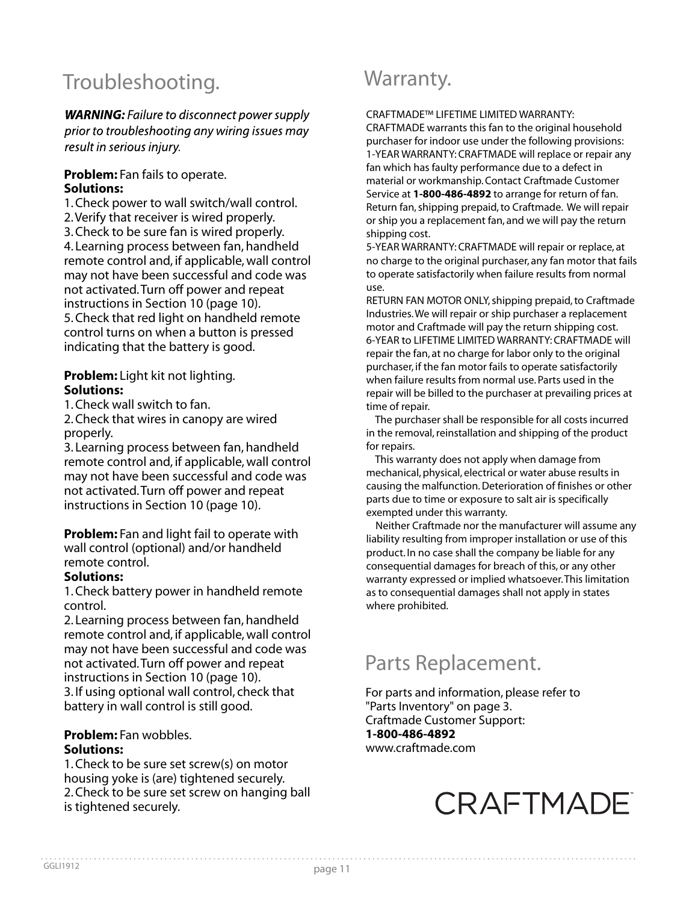# Troubleshooting.

***WARNING:*** *Failure to disconnect power supply prior to troubleshooting any wiring issues may result in serious injury.*

**Problem:** Fan fails to operate.
**Solutions:**
1. Check power to wall switch/wall control.
2. Verify that receiver is wired properly.
3. Check to be sure fan is wired properly.
4. Learning process between fan, handheld remote control and, if applicable, wall control may not have been successful and code was not activated. Turn off power and repeat instructions in Section 10 (page 10).
5. Check that red light on handheld remote control turns on when a button is pressed indicating that the battery is good.

**Problem:** Light kit not lighting.
**Solutions:**
1. Check wall switch to fan.
2. Check that wires in canopy are wired properly.
3. Learning process between fan, handheld remote control and, if applicable, wall control may not have been successful and code was not activated. Turn off power and repeat instructions in Section 10 (page 10).

**Problem:** Fan and light fail to operate with wall control (optional) and/or handheld remote control.
**Solutions:**
1. Check battery power in handheld remote control.
2. Learning process between fan, handheld remote control and, if applicable, wall control may not have been successful and code was not activated. Turn off power and repeat instructions in Section 10 (page 10).
3. If using optional wall control, check that battery in wall control is still good.

**Problem:** Fan wobbles.
**Solutions:**
1. Check to be sure set screw(s) on motor housing yoke is (are) tightened securely.
2. Check to be sure set screw on hanging ball is tightened securely.

# Warranty.

CRAFTMADE™ LIFETIME LIMITED WARRANTY:
CRAFTMADE warrants this fan to the original household purchaser for indoor use under the following provisions:
1-YEAR WARRANTY: CRAFTMADE will replace or repair any fan which has faulty performance due to a defect in material or workmanship. Contact Craftmade Customer Service at **1-800-486-4892** to arrange for return of fan. Return fan, shipping prepaid, to Craftmade. We will repair or ship you a replacement fan, and we will pay the return shipping cost.
5-YEAR WARRANTY: CRAFTMADE will repair or replace, at no charge to the original purchaser, any fan motor that fails to operate satisfactorily when failure results from normal use.
RETURN FAN MOTOR ONLY, shipping prepaid, to Craftmade Industries. We will repair or ship purchaser a replacement motor and Craftmade will pay the return shipping cost.
6-YEAR to LIFETIME LIMITED WARRANTY: CRAFTMADE will repair the fan, at no charge for labor only to the original purchaser, if the fan motor fails to operate satisfactorily when failure results from normal use. Parts used in the repair will be billed to the purchaser at prevailing prices at time of repair.

The purchaser shall be responsible for all costs incurred in the removal, reinstallation and shipping of the product for repairs.

This warranty does not apply when damage from mechanical, physical, electrical or water abuse results in causing the malfunction. Deterioration of finishes or other parts due to time or exposure to salt air is specifically exempted under this warranty.

Neither Craftmade nor the manufacturer will assume any liability resulting from improper installation or use of this product. In no case shall the company be liable for any consequential damages for breach of this, or any other warranty expressed or implied whatsoever. This limitation as to consequential damages shall not apply in states where prohibited.

# Parts Replacement.

For parts and information, please refer to "Parts Inventory" on page 3.
Craftmade Customer Support:
**1-800-486-4892**
www.craftmade.com

CRAFTMADE™

GGLI1912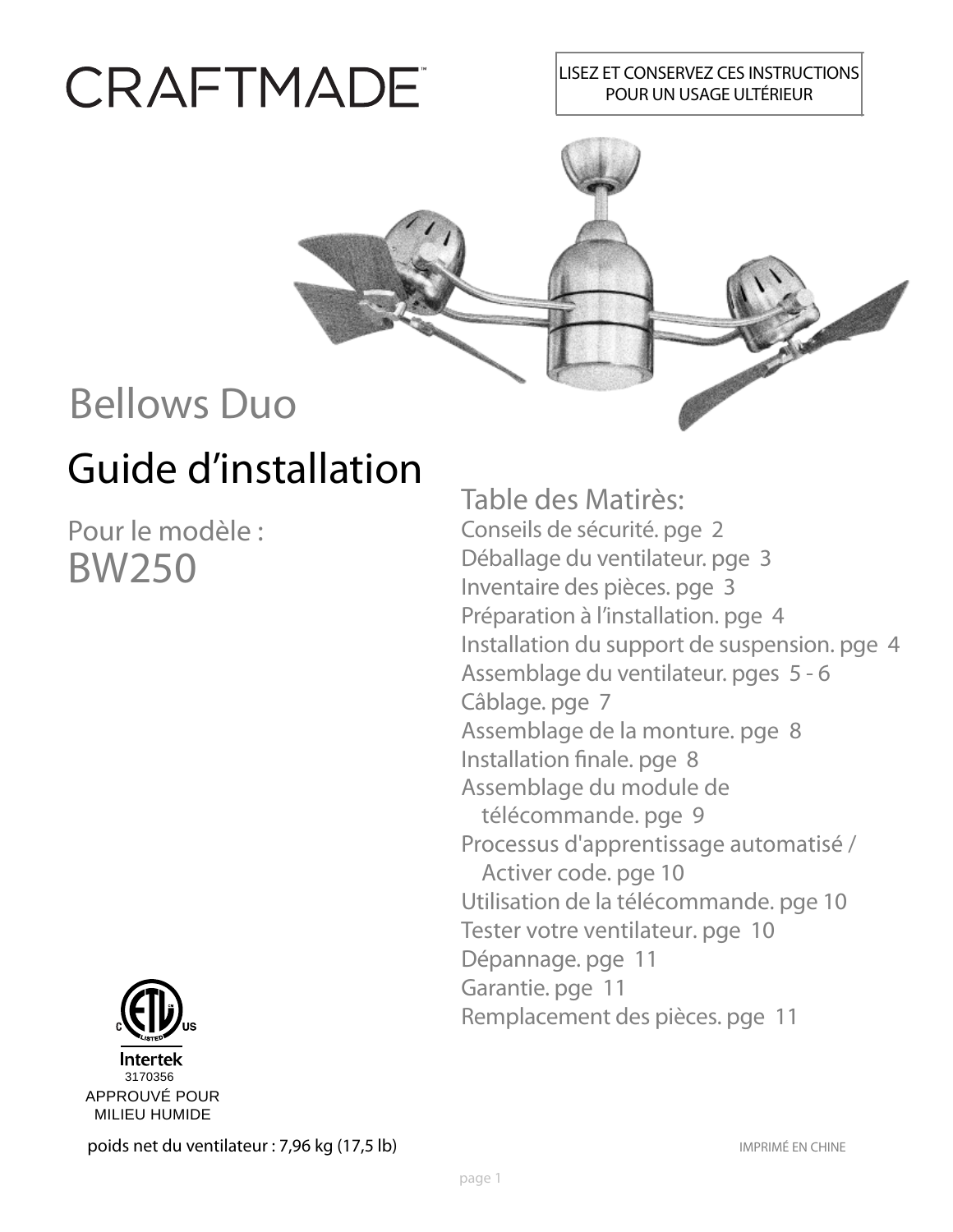# CRAFTMADE™

LISEZ ET CONSERVEZ CES INSTRUCTIONS POUR UN USAGE ULTÉRIEUR

Bellows Duo

# Guide d'installation

Pour le modèle :

## BW250

## Table des Matirès:

Conseils de sécurité. pge 2
Déballage du ventilateur. pge 3
Inventaire des pièces. pge 3
Préparation à l'installation. pge 4
Installation du support de suspension. pge 4
Assemblage du ventilateur. pges 5 - 6
Câblage. pge 7
Assemblage de la monture. pge 8
Installation finale. pge 8
Assemblage du module de télécommande. pge 9
Processus d'apprentissage automatisé / Activer code. pge 10
Utilisation de la télécommande. pge 10
Tester votre ventilateur. pge 10
Dépannage. pge 11
Garantie. pge 11
Remplacement des pièces. pge 11

C ETL US LISTED
Intertek
3170356
APPROUVÉ POUR MILIEU HUMIDE

poids net du ventilateur : 7,96 kg (17,5 lb)

IMPRIMÉ EN CHINE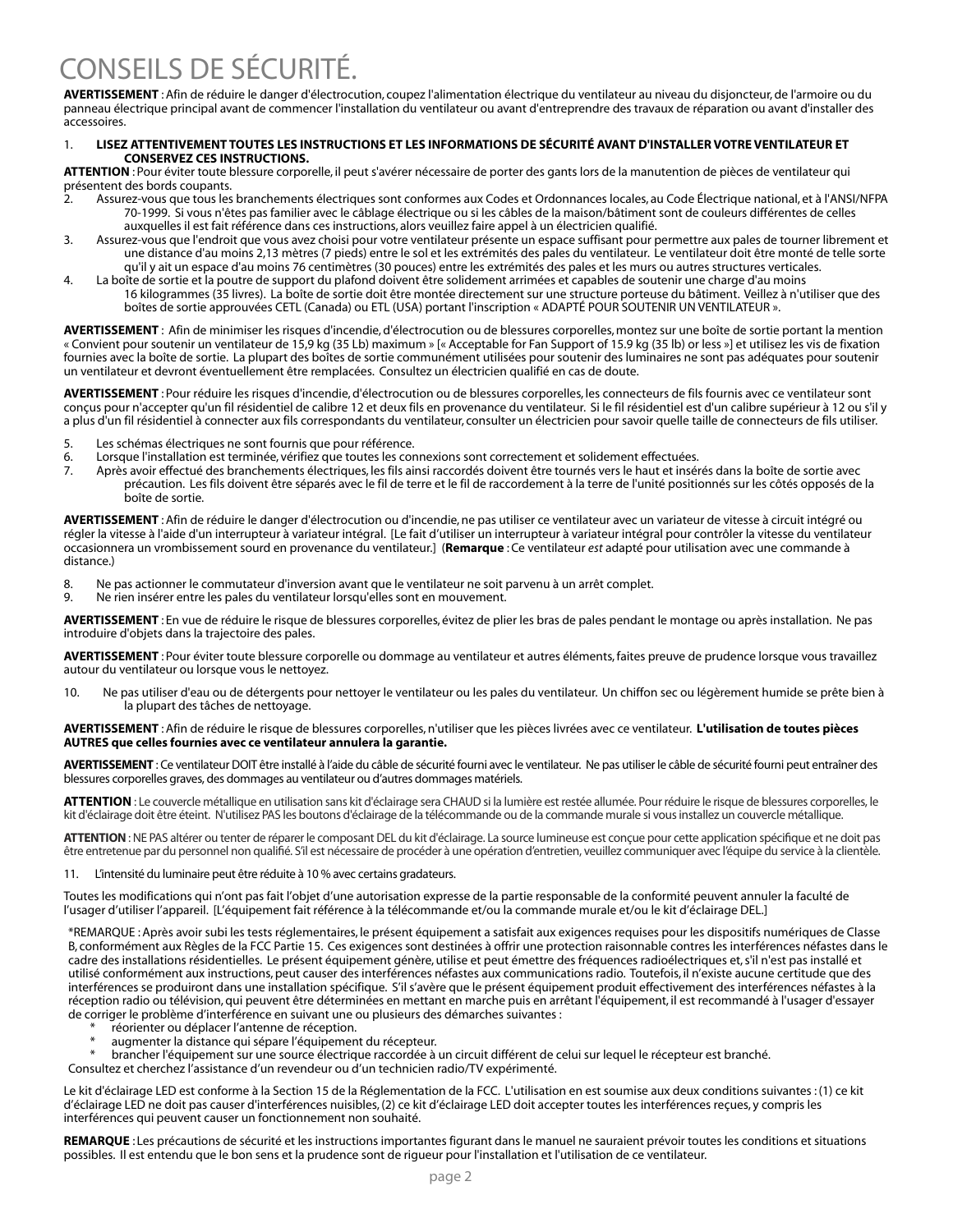# CONSEILS DE SÉCURITÉ.

**AVERTISSEMENT** : Afin de réduire le danger d'électrocution, coupez l'alimentation électrique du ventilateur au niveau du disjoncteur, de l'armoire ou du panneau électrique principal avant de commencer l'installation du ventilateur ou avant d'entreprendre des travaux de réparation ou avant d'installer des accessoires.

1. **LISEZ ATTENTIVEMENT TOUTES LES INSTRUCTIONS ET LES INFORMATIONS DE SÉCURITÉ AVANT D'INSTALLER VOTRE VENTILATEUR ET CONSERVEZ CES INSTRUCTIONS.**

**ATTENTION** : Pour éviter toute blessure corporelle, il peut s'avérer nécessaire de porter des gants lors de la manutention de pièces de ventilateur qui présentent des bords coupants.

2. Assurez-vous que tous les branchements électriques sont conformes aux Codes et Ordonnances locales, au Code Électrique national, et à l'ANSI/NFPA 70-1999. Si vous n'êtes pas familier avec le câblage électrique ou si les câbles de la maison/bâtiment sont de couleurs différentes de celles auxquelles il est fait référence dans ces instructions, alors veuillez faire appel à un électricien qualifié.
3. Assurez-vous que l'endroit que vous avez choisi pour votre ventilateur présente un espace suffisant pour permettre aux pales de tourner librement et une distance d'au moins 2,13 mètres (7 pieds) entre le sol et les extrémités des pales du ventilateur. Le ventilateur doit être monté de telle sorte qu'il y ait un espace d'au moins 76 centimètres (30 pouces) entre les extrémités des pales et les murs ou autres structures verticales.
4. La boîte de sortie et la poutre de support du plafond doivent être solidement arrimées et capables de soutenir une charge d'au moins 16 kilogrammes (35 livres). La boîte de sortie doit être montée directement sur une structure porteuse du bâtiment. Veillez à n'utiliser que des boîtes de sortie approuvées CETL (Canada) ou ETL (USA) portant l'inscription « ADAPTÉ POUR SOUTENIR UN VENTILATEUR ».

**AVERTISSEMENT** : Afin de minimiser les risques d'incendie, d'électrocution ou de blessures corporelles, montez sur une boîte de sortie portant la mention « Convient pour soutenir un ventilateur de 15,9 kg (35 Lb) maximum » [« Acceptable for Fan Support of 15.9 kg (35 lb) or less »] et utilisez les vis de fixation fournies avec la boîte de sortie. La plupart des boîtes de sortie communément utilisées pour soutenir des luminaires ne sont pas adéquates pour soutenir un ventilateur et devront éventuellement être remplacées. Consultez un électricien qualifié en cas de doute.

**AVERTISSEMENT** : Pour réduire les risques d'incendie, d'électrocution ou de blessures corporelles, les connecteurs de fils fournis avec ce ventilateur sont conçus pour n'accepter qu'un fil résidentiel de calibre 12 et deux fils en provenance du ventilateur. Si le fil résidentiel est d'un calibre supérieur à 12 ou s'il y a plus d'un fil résidentiel à connecter aux fils correspondants du ventilateur, consulter un électricien pour savoir quelle taille de connecteurs de fils utiliser.

5. Les schémas électriques ne sont fournis que pour référence.
6. Lorsque l'installation est terminée, vérifiez que toutes les connexions sont correctement et solidement effectuées.
7. Après avoir effectué des branchements électriques, les fils ainsi raccordés doivent être tournés vers le haut et insérés dans la boîte de sortie avec précaution. Les fils doivent être séparés avec le fil de terre et le fil de raccordement à la terre de l'unité positionnés sur les côtés opposés de la boîte de sortie.

**AVERTISSEMENT** : Afin de réduire le danger d'électrocution ou d'incendie, ne pas utiliser ce ventilateur avec un variateur de vitesse à circuit intégré ou régler la vitesse à l'aide d'un interrupteur à variateur intégral. [Le fait d'utiliser un interrupteur à variateur intégral pour contrôler la vitesse du ventilateur occasionnera un vrombissement sourd en provenance du ventilateur.] (**Remarque** : Ce ventilateur *est* adapté pour utilisation avec une commande à distance.)

8. Ne pas actionner le commutateur d'inversion avant que le ventilateur ne soit parvenu à un arrêt complet.
9. Ne rien insérer entre les pales du ventilateur lorsqu'elles sont en mouvement.

**AVERTISSEMENT** : En vue de réduire le risque de blessures corporelles, évitez de plier les bras de pales pendant le montage ou après installation. Ne pas introduire d'objets dans la trajectoire des pales.

**AVERTISSEMENT** : Pour éviter toute blessure corporelle ou dommage au ventilateur et autres éléments, faites preuve de prudence lorsque vous travaillez autour du ventilateur ou lorsque vous le nettoyez.

10. Ne pas utiliser d'eau ou de détergents pour nettoyer le ventilateur ou les pales du ventilateur. Un chiffon sec ou légèrement humide se prête bien à la plupart des tâches de nettoyage.

**AVERTISSEMENT** : Afin de réduire le risque de blessures corporelles, n'utiliser que les pièces livrées avec ce ventilateur. **L'utilisation de toutes pièces AUTRES que celles fournies avec ce ventilateur annulera la garantie.**

**AVERTISSEMENT** : Ce ventilateur DOIT être installé à l'aide du câble de sécurité fourni avec le ventilateur. Ne pas utiliser le câble de sécurité fourni peut entraîner des blessures corporelles graves, des dommages au ventilateur ou d'autres dommages matériels.

**ATTENTION** : Le couvercle métallique en utilisation sans kit d'éclairage sera CHAUD si la lumière est restée allumée. Pour réduire le risque de blessures corporelles, le kit d'éclairage doit être éteint. N'utilisez PAS les boutons d'éclairage de la télécommande ou de la commande murale si vous installez un couvercle métallique.

**ATTENTION** : NE PAS altérer ou tenter de réparer le composant DEL du kit d'éclairage. La source lumineuse est conçue pour cette application spécifique et ne doit pas être entretenue par du personnel non qualifié. S'il est nécessaire de procéder à une opération d'entretien, veuillez communiquer avec l'équipe du service à la clientèle.

11. L'intensité du luminaire peut être réduite à 10 % avec certains gradateurs.

Toutes les modifications qui n'ont pas fait l'objet d'une autorisation expresse de la partie responsable de la conformité peuvent annuler la faculté de l'usager d'utiliser l'appareil. [L'équipement fait référence à la télécommande et/ou la commande murale et/ou le kit d'éclairage DEL.]

*REMARQUE : Après avoir subi les tests réglementaires, le présent équipement a satisfait aux exigences requises pour les dispositifs numériques de Classe B, conformément aux Règles de la FCC Partie 15. Ces exigences sont destinées à offrir une protection raisonnable contres les interférences néfastes dans le cadre des installations résidentielles. Le présent équipement génère, utilise et peut émettre des fréquences radioélectriques et, s'il n'est pas installé et utilisé conformément aux instructions, peut causer des interférences néfastes aux communications radio. Toutefois, il n'existe aucune certitude que des interférences se produiront dans une installation spécifique. S'il s'avère que le présent équipement produit effectivement des interférences néfastes à la réception radio ou télévision, qui peuvent être déterminées en mettant en marche puis en arrêtant l'équipement, il est recommandé à l'usager d'essayer de corriger le problème d'interférence en suivant une ou plusieurs des démarches suivantes :

* réorienter ou déplacer l'antenne de réception.
* augmenter la distance qui sépare l'équipement du récepteur.
* brancher l'équipement sur une source électrique raccordée à un circuit différent de celui sur lequel le récepteur est branché.

Consultez et cherchez l'assistance d'un revendeur ou d'un technicien radio/TV expérimenté.

Le kit d'éclairage LED est conforme à la Section 15 de la Réglementation de la FCC. L'utilisation en est soumise aux deux conditions suivantes : (1) ce kit d'éclairage LED ne doit pas causer d'interférences nuisibles, (2) ce kit d'éclairage LED doit accepter toutes les interférences reçues, y compris les interférences qui peuvent causer un fonctionnement non souhaité.

**REMARQUE** : Les précautions de sécurité et les instructions importantes figurant dans le manuel ne sauraient prévoir toutes les conditions et situations possibles. Il est entendu que le bon sens et la prudence sont de rigueur pour l'installation et l'utilisation de ce ventilateur.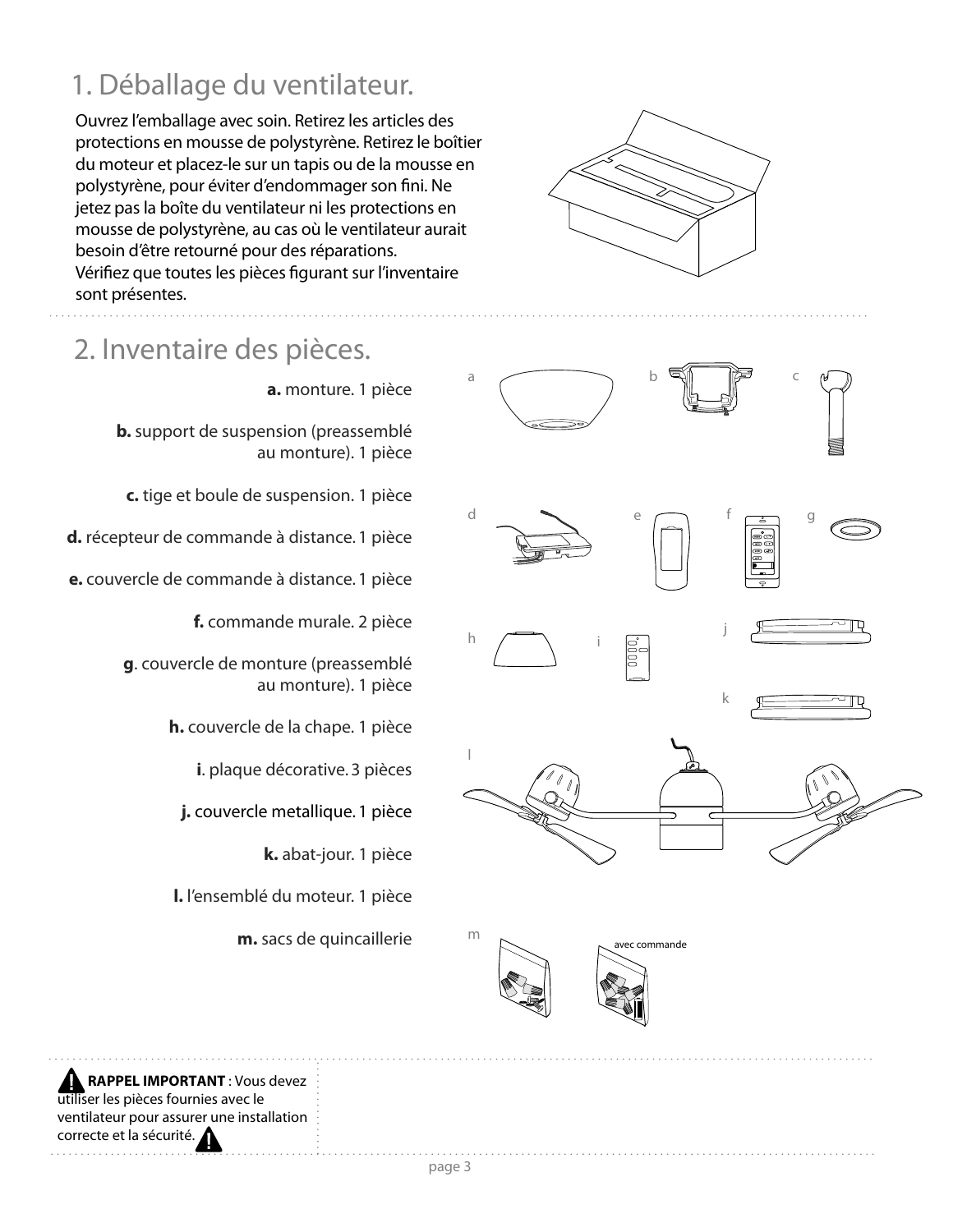## 1. Déballage du ventilateur.

Ouvrez l'emballage avec soin. Retirez les articles des protections en mousse de polystyrène. Retirez le boîtier du moteur et placez-le sur un tapis ou de la mousse en polystyrène, pour éviter d'endommager son fini. Ne jetez pas la boîte du ventilateur ni les protections en mousse de polystyrène, au cas où le ventilateur aurait besoin d'être retourné pour des réparations.
Vérifiez que toutes les pièces figurant sur l'inventaire sont présentes.

## 2. Inventaire des pièces.

**a.** monture. 1 pièce

**b.** support de suspension (preassemblé au monture). 1 pièce

**c.** tige et boule de suspension. 1 pièce

**d.** récepteur de commande à distance. 1 pièce

**e.** couvercle de commande à distance. 1 pièce

**f.** commande murale. 2 pièce

**g**. couvercle de monture (preassemblé au monture). 1 pièce

**h.** couvercle de la chape. 1 pièce

**i**. plaque décorative. 3 pièces

**j.** couvercle metallique. 1 pièce

**k.** abat-jour. 1 pièce

**l.** l'ensemblé du moteur. 1 pièce

**m.** sacs de quincaillerie

a b c d e f g h i j k l m

avec commande

**RAPPEL IMPORTANT** : Vous devez utiliser les pièces fournies avec le ventilateur pour assurer une installation correcte et la sécurité.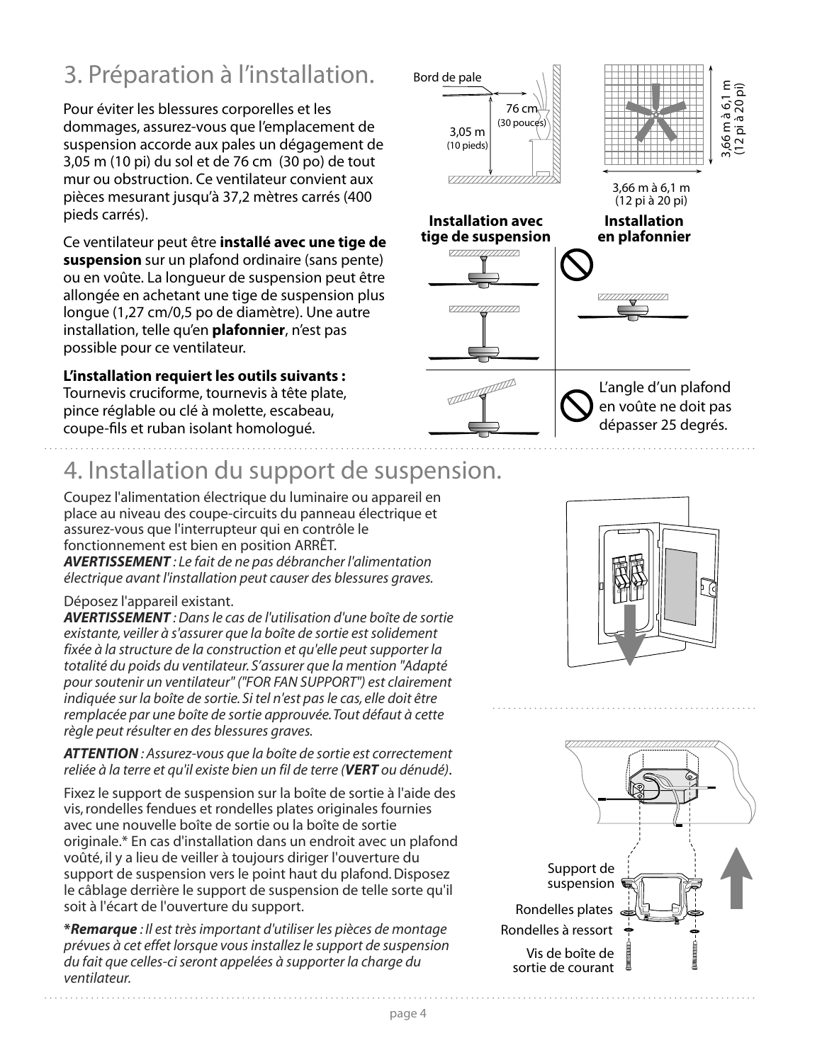# 3. Préparation à l'installation.

Pour éviter les blessures corporelles et les dommages, assurez-vous que l'emplacement de suspension accorde aux pales un dégagement de 3,05 m (10 pi) du sol et de 76 cm (30 po) de tout mur ou obstruction. Ce ventilateur convient aux pièces mesurant jusqu'à 37,2 mètres carrés (400 pieds carrés).

Ce ventilateur peut être **installé avec une tige de suspension** sur un plafond ordinaire (sans pente) ou en voûte. La longueur de suspension peut être allongée en achetant une tige de suspension plus longue (1,27 cm/0,5 po de diamètre). Une autre installation, telle qu'en **plafonnier**, n'est pas possible pour ce ventilateur.

**L'installation requiert les outils suivants :**
Tournevis cruciforme, tournevis à tête plate, pince réglable ou clé à molette, escabeau, coupe-fils et ruban isolant homologué.

Bord de pale

76 cm (30 pouces)

3,05 m (10 pieds)

3,66 m à 6,1 m (12 pi à 20 pi)

3,66 m à 6,1 m (12 pi à 20 pi)

**Installation avec tige de suspension**

**Installation en plafonnier**

L'angle d'un plafond en voûte ne doit pas dépasser 25 degrés.

# 4. Installation du support de suspension.

Coupez l'alimentation électrique du luminaire ou appareil en place au niveau des coupe-circuits du panneau électrique et assurez-vous que l'interrupteur qui en contrôle le fonctionnement est bien en position ARRÊT.
***AVERTISSEMENT** : Le fait de ne pas débrancher l'alimentation électrique avant l'installation peut causer des blessures graves.*

Déposez l'appareil existant.
***AVERTISSEMENT** : Dans le cas de l'utilisation d'une boîte de sortie existante, veiller à s'assurer que la boîte de sortie est solidement fixée à la structure de la construction et qu'elle peut supporter la totalité du poids du ventilateur. S'assurer que la mention "Adapté pour soutenir un ventilateur" ("FOR FAN SUPPORT") est clairement indiquée sur la boîte de sortie. Si tel n'est pas le cas, elle doit être remplacée par une boîte de sortie approuvée. Tout défaut à cette règle peut résulter en des blessures graves.*

***ATTENTION** : Assurez-vous que la boîte de sortie est correctement reliée à la terre et qu'il existe bien un fil de terre (**VERT** ou dénudé).*

Fixez le support de suspension sur la boîte de sortie à l'aide des vis, rondelles fendues et rondelles plates originales fournies avec une nouvelle boîte de sortie ou la boîte de sortie originale.* En cas d'installation dans un endroit avec un plafond voûté, il y a lieu de veiller à toujours diriger l'ouverture du support de suspension vers le point haut du plafond. Disposez le câblage derrière le support de suspension de telle sorte qu'il soit à l'écart de l'ouverture du support.

***Remarque** : Il est très important d'utiliser les pièces de montage prévues à cet effet lorsque vous installez le support de suspension du fait que celles-ci seront appelées à supporter la charge du ventilateur.*

Support de suspension

Rondelles plates

Rondelles à ressort

Vis de boîte de sortie de courant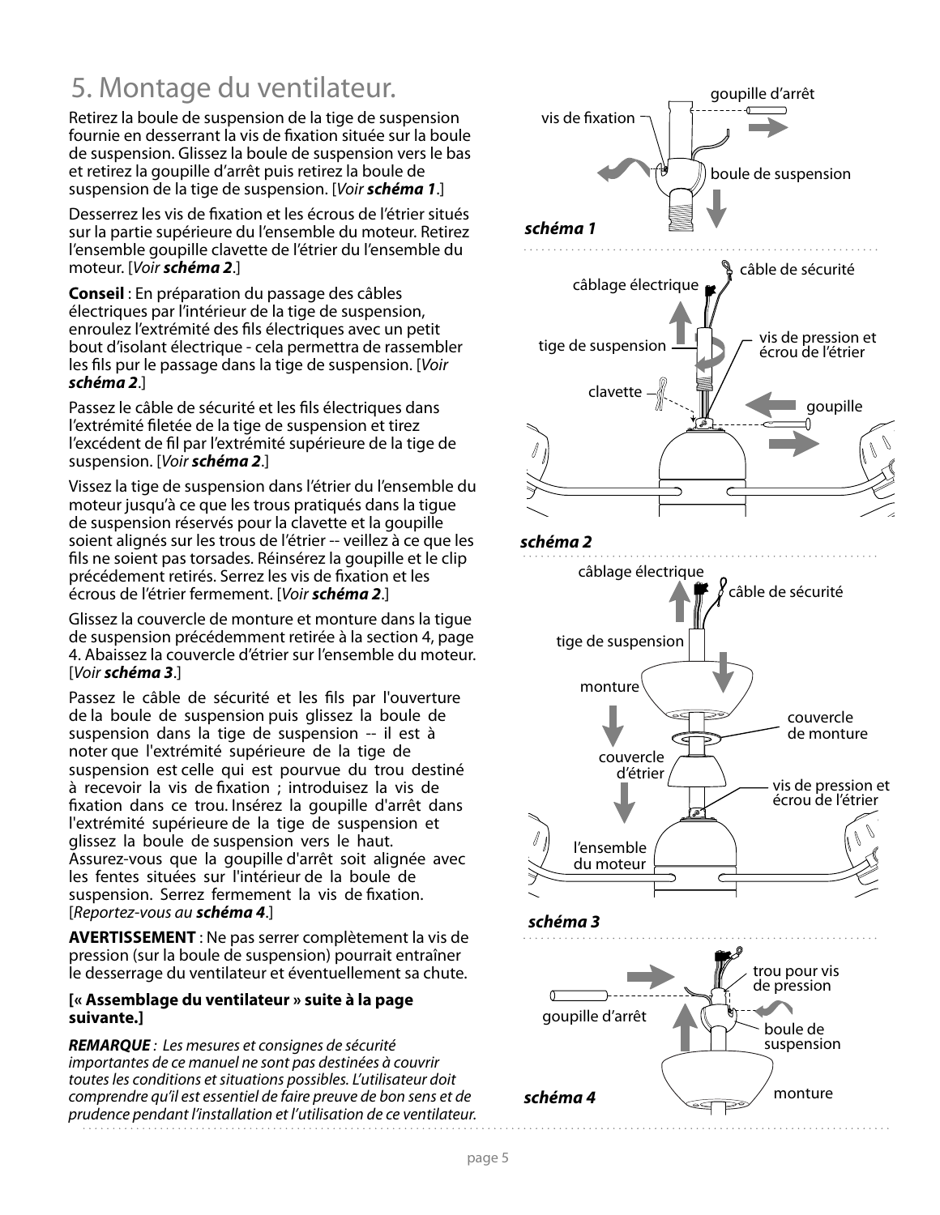# 5. Montage du ventilateur.

Retirez la boule de suspension de la tige de suspension fournie en desserrant la vis de fixation située sur la boule de suspension. Glissez la boule de suspension vers le bas et retirez la goupille d'arrêt puis retirez la boule de suspension de la tige de suspension. [*Voir **schéma 1**.*]

Desserrez les vis de fixation et les écrous de l'étrier situés sur la partie supérieure de l'ensemble du moteur. Retirez l'ensemble goupille clavette de l'étrier du l'ensemble du moteur. [*Voir **schéma 2**.*]

**Conseil** : En préparation du passage des câbles électriques par l'intérieur de la tige de suspension, enroulez l'extrémité des fils électriques avec un petit bout d'isolant électrique - cela permettra de rassembler les fils pur le passage dans la tige de suspension. [*Voir **schéma 2**.*]

Passez le câble de sécurité et les fils électriques dans l'extrémité filetée de la tige de suspension et tirez l'excédent de fil par l'extrémité supérieure de la tige de suspension. [*Voir **schéma 2**.*]

Vissez la tige de suspension dans l'étrier de l'ensemble du moteur jusqu'à ce que les trous pratiqués dans la tigue de suspension réservés pour la clavette et la goupille soient alignés sur les trous de l'étrier -- veillez à ce que les fils ne soient pas torsadés. Réinsérez la goupille et le clip précédement retirés. Serrez les vis de fixation et les écrous de l'étrier fermement. [*Voir **schéma 2**.*]

Glissez la couvercle de monture et monture dans la tigue de suspension précédemment retirée à la section 4, page 4. Abaissez la couvercle d'étrier sur l'ensemble du moteur. [*Voir **schéma 3**.*]

Passez le câble de sécurité et les fils par l'ouverture de la boule de suspension puis glissez la boule de suspension dans la tige de suspension -- il est à noter que l'extrémité supérieure de la tige de suspension est celle qui est pourvue du trou destiné à recevoir la vis de fixation ; introduisez la vis de fixation dans ce trou. Insérez la goupille d'arrêt dans l'extrémité supérieure de la tige de suspension et glissez la boule de suspension vers le haut. Assurez-vous que la goupille d'arrêt soit alignée avec les fentes situées sur l'intérieur de la boule de suspension. Serrez fermement la vis de fixation. [*Reportez-vous au **schéma 4**.*]

**AVERTISSEMENT** : Ne pas serrer complètement la vis de pression (sur la boule de suspension) pourrait entraîner le desserrage du ventilateur et éventuellement sa chute.

**[« Assemblage du ventilateur » suite à la page suivante.]**

***REMARQUE*** *: Les mesures et consignes de sécurité importantes de ce manuel ne sont pas destinées à couvrir toutes les conditions et situations possibles. L'utilisateur doit comprendre qu'il est essentiel de faire preuve de bon sens et de prudence pendant l'installation et l'utilisation de ce ventilateur.*

vis de fixation — goupille d'arrêt — boule de suspension

***schéma 1***

câblage électrique — câble de sécurité — tige de suspension — vis de pression et écrou de l'étrier — clavette — goupille

***schéma 2***

câblage électrique — câble de sécurité — tige de suspension — monture — couvercle de monture — couvercle d'étrier — vis de pression et écrou de l'étrier — l'ensemble du moteur

***schéma 3***

trou pour vis de pression — goupille d'arrêt — boule de suspension — monture

***schéma 4***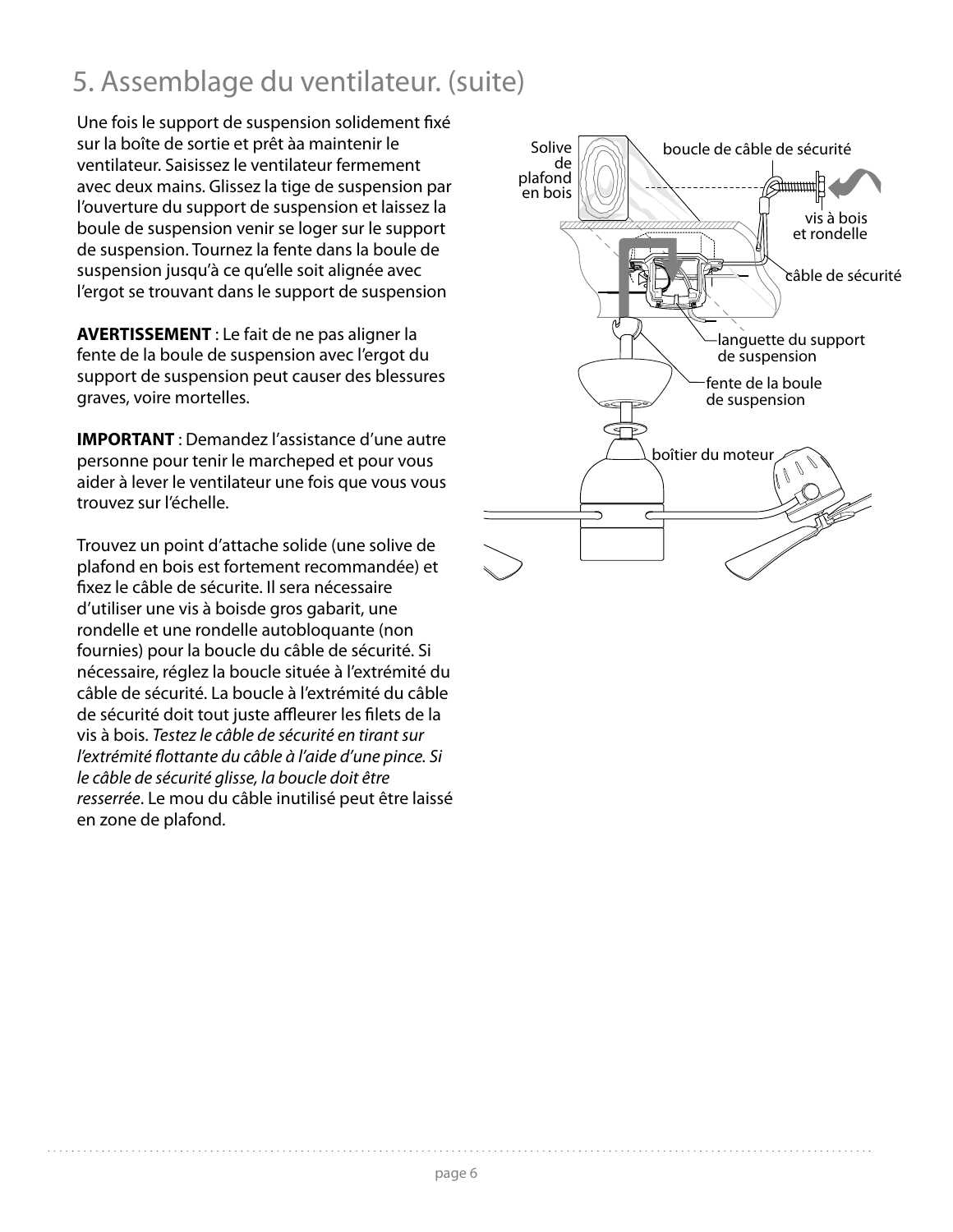# 5. Assemblage du ventilateur. (suite)

Une fois le support de suspension solidement fixé sur la boîte de sortie et prêt àa maintenir le ventilateur. Saisissez le ventilateur fermement avec deux mains. Glissez la tige de suspension par l'ouverture du support de suspension et laissez la boule de suspension venir se loger sur le support de suspension. Tournez la fente dans la boule de suspension jusqu'à ce qu'elle soit alignée avec l'ergot se trouvant dans le support de suspension

**AVERTISSEMENT** : Le fait de ne pas aligner la fente de la boule de suspension avec l'ergot du support de suspension peut causer des blessures graves, voire mortelles.

**IMPORTANT** : Demandez l'assistance d'une autre personne pour tenir le marcheped et pour vous aider à lever le ventilateur une fois que vous vous trouvez sur l'échelle.

Trouvez un point d'attache solide (une solive de plafond en bois est fortement recommandée) et fixez le câble de sécurite. Il sera nécessaire d'utiliser une vis à boisde gros gabarit, une rondelle et une rondelle autobloquante (non fournies) pour la boucle du câble de sécurité. Si nécessaire, réglez la boucle située à l'extrémité du câble de sécurité. La boucle à l'extrémité du câble de sécurité doit tout juste affleurer les filets de la vis à bois. *Testez le câble de sécurité en tirant sur l'extrémité flottante du câble à l'aide d'une pince. Si le câble de sécurité glisse, la boucle doit être resserrée*. Le mou du câble inutilisé peut être laissé en zone de plafond.

Solive de plafond en bois

boucle de câble de sécurité

vis à bois et rondelle

câble de sécurité

languette du support de suspension

fente de la boule de suspension

boîtier du moteur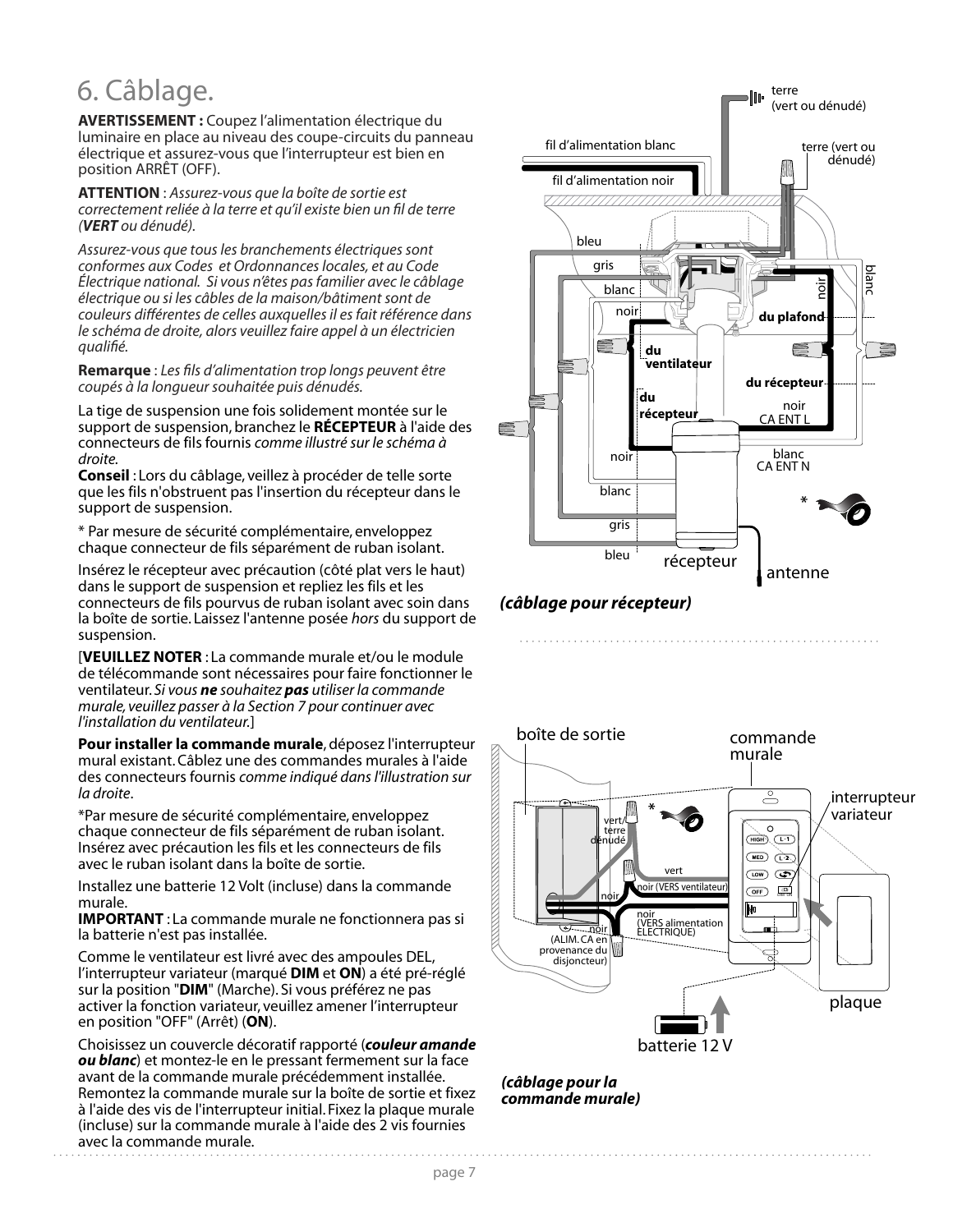# 6. Câblage.

**AVERTISSEMENT :** Coupez l'alimentation électrique du luminaire en place au niveau des coupe-circuits du panneau électrique et assurez-vous que l'interrupteur est bien en position ARRÊT (OFF).

**ATTENTION** : *Assurez-vous que la boîte de sortie est correctement reliée à la terre et qu'il existe bien un fil de terre (**VERT** ou dénudé).*

*Assurez-vous que tous les branchements électriques sont conformes aux Codes et Ordonnances locales, et au Code Électrique national. Si vous n'êtes pas familier avec le câblage électrique ou si les câbles de la maison/bâtiment sont de couleurs différentes de celles auxquelles il es fait référence dans le schéma de droite, alors veuillez faire appel à un électricien qualifié.*

**Remarque** : *Les fils d'alimentation trop longs peuvent être coupés à la longueur souhaitée puis dénudés.*

La tige de suspension une fois solidement montée sur le support de suspension, branchez le **RÉCEPTEUR** à l'aide des connecteurs de fils fournis *comme illustré sur le schéma à droite*.

**Conseil** : Lors du câblage, veillez à procéder de telle sorte que les fils n'obstruent pas l'insertion du récepteur dans le support de suspension.

* Par mesure de sécurité complémentaire, enveloppez chaque connecteur de fils séparément de ruban isolant.

Insérez le récepteur avec précaution (côté plat vers le haut) dans le support de suspension et repliez les fils et les connecteurs de fils pourvus de ruban isolant avec soin dans la boîte de sortie. Laissez l'antenne posée *hors* du support de suspension.

[**VEUILLEZ NOTER** : La commande murale et/ou le module de télécommande sont nécessaires pour faire fonctionner le ventilateur. *Si vous **ne** souhaitez **pas** utiliser la commande murale, veuillez passer à la Section 7 pour continuer avec l'installation du ventilateur.*]

**Pour installer la commande murale**, déposez l'interrupteur mural existant. Câblez une des commandes murales à l'aide des connecteurs fournis *comme indiqué dans l'illustration sur la droite*.

*Par mesure de sécurité complémentaire, enveloppez chaque connecteur de fils séparément de ruban isolant. Insérez avec précaution les fils et les connecteurs de fils avec le ruban isolant dans la boîte de sortie.

Installez une batterie 12 Volt (incluse) dans la commande murale.

**IMPORTANT** : La commande murale ne fonctionnera pas si la batterie n'est pas installée.

Comme le ventilateur est livré avec des ampoules DEL, l'interrupteur variateur (marqué **DIM** et **ON**) a été pré-réglé sur la position "**DIM**" (Marche). Si vous préférez ne pas activer la fonction variateur, veuillez amener l'interrupteur en position "OFF" (Arrêt) (**ON**).

Choisissez un couvercle décoratif rapporté (***couleur amande ou blanc***) et montez-le en le pressant fermement sur la face avant de la commande murale précédemment installée. Remontez la commande murale sur la boîte de sortie et fixez à l'aide des vis de l'interrupteur initial. Fixez la plaque murale (incluse) sur la commande murale à l'aide des 2 vis fournies avec la commande murale.

terre (vert ou dénudé) · fil d'alimentation blanc · fil d'alimentation noir · terre (vert ou dénudé) · bleu · gris · blanc · noir · noir · blanc · du plafond · du ventilateur · du récepteur · du récepteur · noir CA ENT L · noir · blanc CA ENT N · blanc · gris · bleu · * · récepteur · antenne

***(câblage pour récepteur)***

boîte de sortie · commande murale · interrupteur variateur · vert/ terre dénudé · * · vert · noir · noir (VERS ventilateur) · noir (VERS alimentation ÉLECTRIQUE) · noir (ALIM. CA en provenance du disjoncteur) · HIGH · L-1 · MED · L-2 · LOW · OFF · plaque · batterie 12 V

***(câblage pour la commande murale)***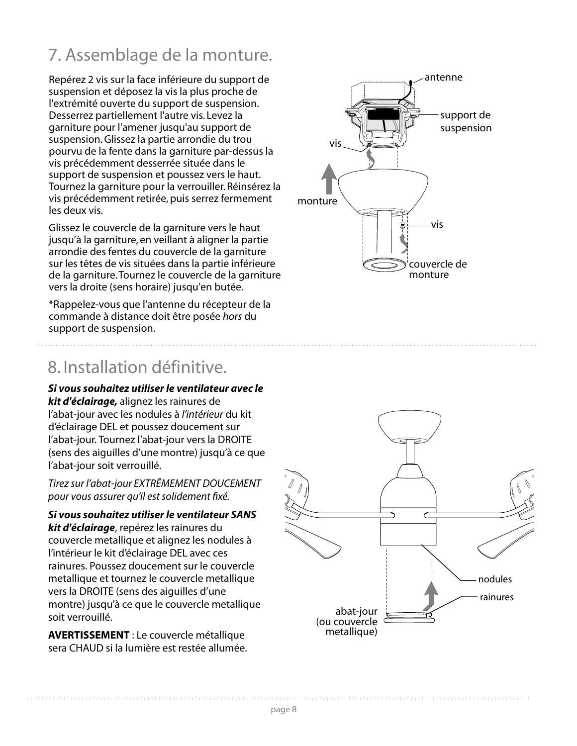# 7. Assemblage de la monture.

Repérez 2 vis sur la face inférieure du support de suspension et déposez la vis la plus proche de l'extrémité ouverte du support de suspension. Desserrez partiellement l'autre vis. Levez la garniture pour l'amener jusqu'au support de suspension. Glissez la partie arrondie du trou pourvu de la fente dans la garniture par-dessus la vis précédemment desserrée située dans le support de suspension et poussez vers le haut. Tournez la garniture pour la verrouiller. Réinsérez la vis précédemment retirée, puis serrez fermement les deux vis.

Glissez le couvercle de la garniture vers le haut jusqu'à la garniture, en veillant à aligner la partie arrondie des fentes du couvercle de la garniture sur les têtes de vis situées dans la partie inférieure de la garniture. Tournez le couvercle de la garniture vers la droite (sens horaire) jusqu'en butée.

*Rappelez-vous que l'antenne du récepteur de la commande à distance doit être posée *hors* du support de suspension.

antenne

support de suspension

vis

monture

vis

couvercle de monture

# 8. Installation définitive.

***Si vous souhaitez utiliser le ventilateur avec le kit d'éclairage,*** alignez les rainures de l'abat-jour avec les nodules à *l'intérieur* du kit d'éclairage DEL et poussez doucement sur l'abat-jour. Tournez l'abat-jour vers la DROITE (sens des aiguilles d'une montre) jusqu'à ce que l'abat-jour soit verrouillé.

*Tirez sur l'abat-jour EXTRÊMEMENT DOUCEMENT pour vous assurer qu'il est solidement fixé.*

***Si vous souhaitez utiliser le ventilateur SANS kit d'éclairage***, repérez les rainures du couvercle metallique et alignez les nodules à l'intérieur le kit d'éclairage DEL avec ces rainures. Poussez doucement sur le couvercle metallique et tournez le couvercle metallique vers la DROITE (sens des aiguilles d'une montre) jusqu'à ce que le couvercle metallique soit verrouillé.

**AVERTISSEMENT** : Le couvercle métallique sera CHAUD si la lumière est restée allumée.

nodules

rainures

abat-jour (ou couvercle metallique)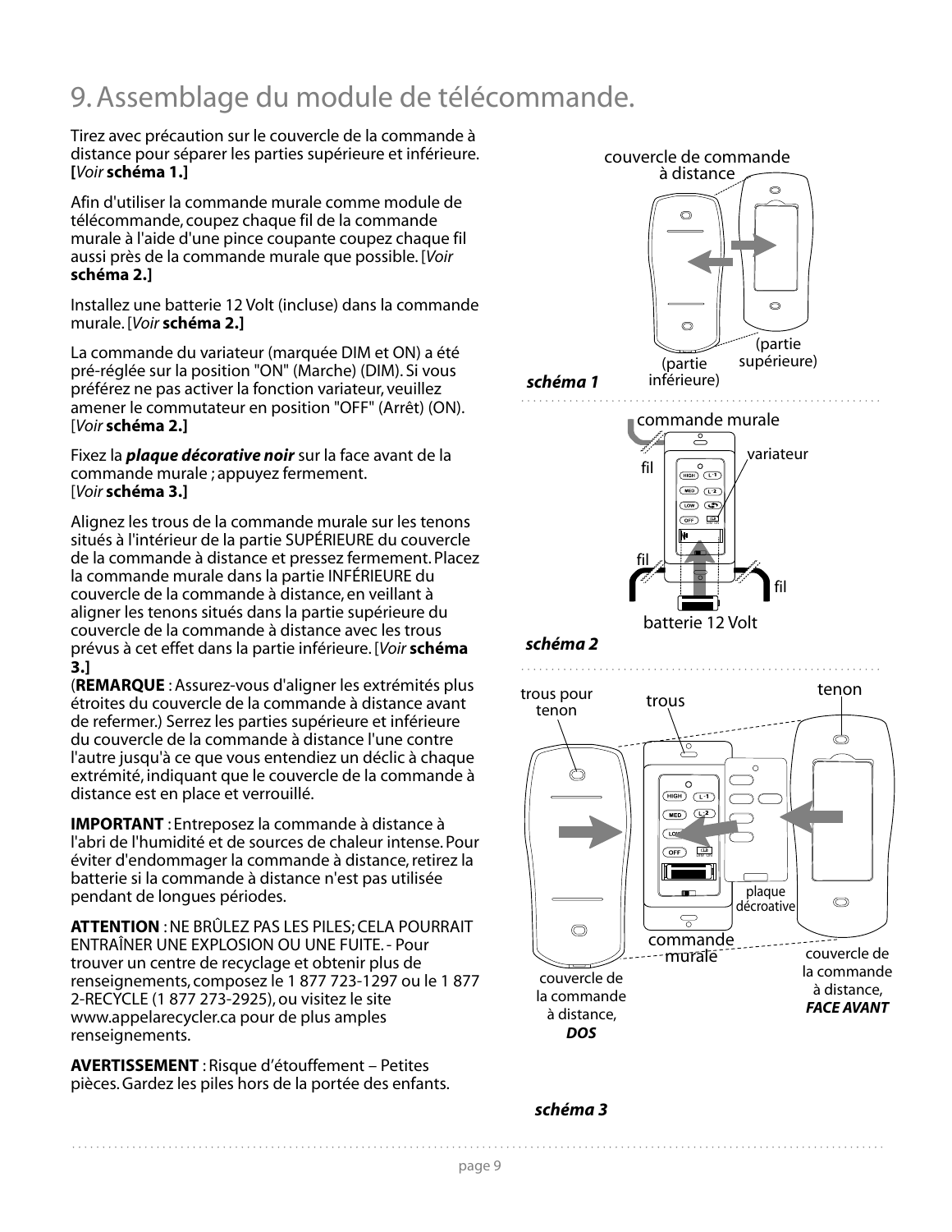# 9. Assemblage du module de télécommande.

Tirez avec précaution sur le couvercle de la commande à distance pour séparer les parties supérieure et inférieure. **[***Voir* **schéma 1.]**

Afin d'utiliser la commande murale comme module de télécommande, coupez chaque fil de la commande murale à l'aide d'une pince coupante coupez chaque fil aussi près de la commande murale que possible. [*Voir* **schéma 2.]**

Installez une batterie 12 Volt (incluse) dans la commande murale. [*Voir* **schéma 2.]**

La commande du variateur (marquée DIM et ON) a été pré-réglée sur la position "ON" (Marche) (DIM). Si vous préférez ne pas activer la fonction variateur, veuillez amener le commutateur en position "OFF" (Arrêt) (ON). [*Voir* **schéma 2.]**

Fixez la ***plaque décorative noir*** sur la face avant de la commande murale ; appuyez fermement. [*Voir* **schéma 3.]**

Alignez les trous de la commande murale sur les tenons situés à l'intérieur de la partie SUPÉRIEURE du couvercle de la commande à distance et pressez fermement. Placez la commande murale dans la partie INFÉRIEURE du couvercle de la commande à distance, en veillant à aligner les tenons situés dans la partie supérieure du couvercle de la commande à distance avec les trous prévus à cet effet dans la partie inférieure. [*Voir* **schéma 3.]**
(**REMARQUE** : Assurez-vous d'aligner les extrémités plus étroites du couvercle de la commande à distance avant de refermer.) Serrez les parties supérieure et inférieure du couvercle de la commande à distance l'une contre l'autre jusqu'à ce que vous entendiez un déclic à chaque extrémité, indiquant que le couvercle de la commande à distance est en place et verrouillé.

**IMPORTANT** : Entreposez la commande à distance à l'abri de l'humidité et de sources de chaleur intense. Pour éviter d'endommager la commande à distance, retirez la batterie si la commande à distance n'est pas utilisée pendant de longues périodes.

**ATTENTION** : NE BRÛLEZ PAS LES PILES; CELA POURRAIT ENTRAÎNER UNE EXPLOSION OU UNE FUITE. - Pour trouver un centre de recyclage et obtenir plus de renseignements, composez le 1 877 723-1297 ou le 1 877 2-RECYCLE (1 877 273-2925), ou visitez le site www.appelarecycler.ca pour de plus amples renseignements.

**AVERTISSEMENT** : Risque d'étouffement – Petites pièces. Gardez les piles hors de la portée des enfants.

couvercle de commande à distance

(partie inférieure)

(partie supérieure)

***schéma 1***

commande murale

variateur

fil

fil

fil

batterie 12 Volt

***schéma 2***

trous pour tenon

trous

tenon

plaque décroative

commande murale

couvercle de la commande à distance, ***DOS***

couvercle de la commande à distance, ***FACE AVANT***

***schéma 3***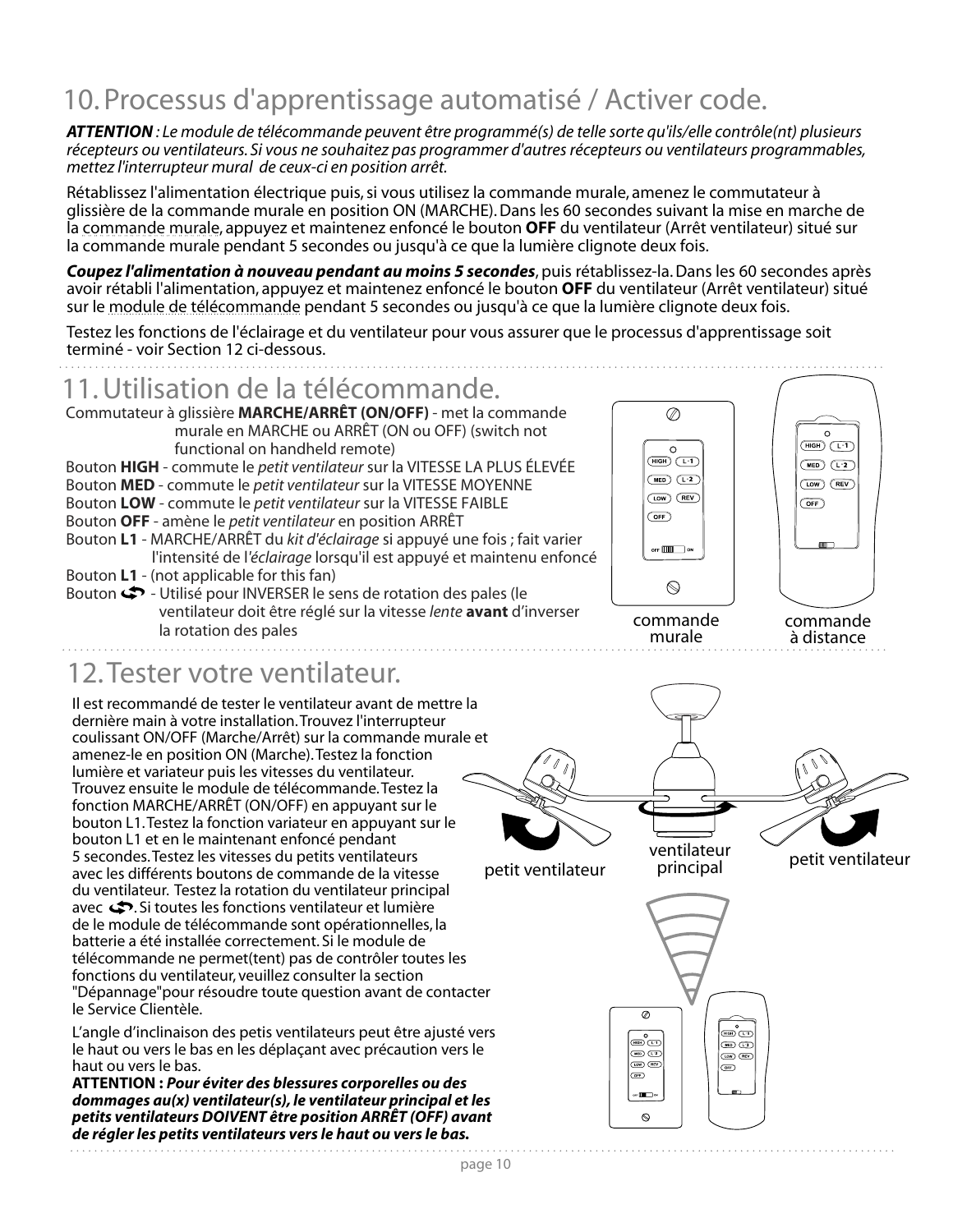# 10. Processus d'apprentissage automatisé / Activer code.

***ATTENTION** : Le module de télécommande peuvent être programmé(s) de telle sorte qu'ils/elle contrôle(nt) plusieurs récepteurs ou ventilateurs. Si vous ne souhaitez pas programmer d'autres récepteurs ou ventilateurs programmables, mettez l'interrupteur mural de ceux-ci en position arrêt.*

Rétablissez l'alimentation électrique puis, si vous utilisez la commande murale, amenez le commutateur à glissière de la commande murale en position ON (MARCHE). Dans les 60 secondes suivant la mise en marche de la commande murale, appuyez et maintenez enfoncé le bouton **OFF** du ventilateur (Arrêt ventilateur) situé sur la commande murale pendant 5 secondes ou jusqu'à ce que la lumière clignote deux fois.

***Coupez l'alimentation à nouveau pendant au moins 5 secondes***, puis rétablissez-la. Dans les 60 secondes après avoir rétabli l'alimentation, appuyez et maintenez enfoncé le bouton **OFF** du ventilateur (Arrêt ventilateur) situé sur le module de télécommande pendant 5 secondes ou jusqu'à ce que la lumière clignote deux fois.

Testez les fonctions de l'éclairage et du ventilateur pour vous assurer que le processus d'apprentissage soit terminé - voir Section 12 ci-dessous.

# 11. Utilisation de la télécommande.

Commutateur à glissière **MARCHE/ARRÊT (ON/OFF)** - met la commande murale en MARCHE ou ARRÊT (ON ou OFF) (switch not functional on handheld remote)

Bouton **HIGH** - commute le *petit ventilateur* sur la VITESSE LA PLUS ÉLEVÉE

Bouton **MED** - commute le *petit ventilateur* sur la VITESSE MOYENNE

Bouton **LOW** - commute le *petit ventilateur* sur la VITESSE FAIBLE

Bouton **OFF** - amène le *petit ventilateur* en position ARRÊT

Bouton **L1** - MARCHE/ARRÊT du *kit d'éclairage* si appuyé une fois ; fait varier l'intensité de l'*éclairage* lorsqu'il est appuyé et maintenu enfoncé

Bouton **L1** - (not applicable for this fan)

Bouton ↻ - Utilisé pour INVERSER le sens de rotation des pales (le ventilateur doit être réglé sur la vitesse *lente* **avant** d'inverser la rotation des pales

commande murale

commande à distance

# 12. Tester votre ventilateur.

Il est recommandé de tester le ventilateur avant de mettre la dernière main à votre installation. Trouvez l'interrupteur coulissant ON/OFF (Marche/Arrêt) sur la commande murale et amenez-le en position ON (Marche). Testez la fonction lumière et variateur puis les vitesses du ventilateur. Trouvez ensuite le module de télécommande. Testez la fonction MARCHE/ARRÊT (ON/OFF) en appuyant sur le bouton L1. Testez la fonction variateur en appuyant sur le bouton L1 et en le maintenant enfoncé pendant 5 secondes. Testez les vitesses du petits ventilateurs avec les différents boutons de commande de la vitesse du ventilateur. Testez la rotation du ventilateur principal avec ↻. Si toutes les fonctions ventilateur et lumière de le module de télécommande sont opérationnelles, la batterie a été installée correctement. Si le module de télécommande ne permet(tent) pas de contrôler toutes les fonctions du ventilateur, veuillez consulter la section "Dépannage"pour résoudre toute question avant de contacter le Service Clientèle.

L'angle d'inclinaison des petis ventilateurs peut être ajusté vers le haut ou vers le bas en les déplaçant avec précaution vers le haut ou vers le bas.

**ATTENTION :** ***Pour éviter des blessures corporelles ou des dommages au(x) ventilateur(s), le ventilateur principal et les petits ventilateurs DOIVENT être position ARRÊT (OFF) avant de régler les petits ventilateurs vers le haut ou vers le bas.***

petit ventilateur

ventilateur principal

petit ventilateur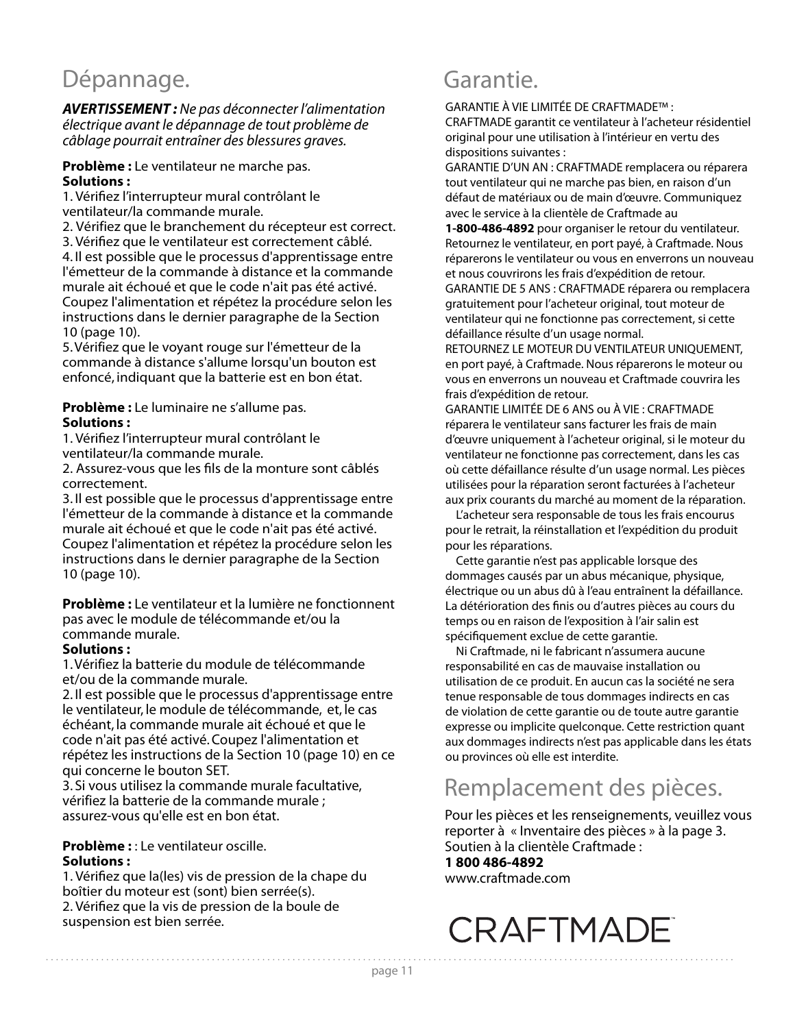# Dépannage.

***AVERTISSEMENT :*** *Ne pas déconnecter l'alimentation électrique avant le dépannage de tout problème de câblage pourrait entraîner des blessures graves.*

**Problème :** Le ventilateur ne marche pas.
**Solutions :**
1. Vérifiez l'interrupteur mural contrôlant le ventilateur/la commande murale.
2. Vérifiez que le branchement du récepteur est correct.
3. Vérifiez que le ventilateur est correctement câblé.
4. Il est possible que le processus d'apprentissage entre l'émetteur de la commande à distance et la commande murale ait échoué et que le code n'ait pas été activé. Coupez l'alimentation et répétez la procédure selon les instructions dans le dernier paragraphe de la Section 10 (page 10).
5. Vérifiez que le voyant rouge sur l'émetteur de la commande à distance s'allume lorsqu'un bouton est enfoncé, indiquant que la batterie est en bon état.

**Problème :** Le luminaire ne s'allume pas.
**Solutions :**
1. Vérifiez l'interrupteur mural contrôlant le ventilateur/la commande murale.
2. Assurez-vous que les fils de la monture sont câblés correctement.
3. Il est possible que le processus d'apprentissage entre l'émetteur de la commande à distance et la commande murale ait échoué et que le code n'ait pas été activé. Coupez l'alimentation et répétez la procédure selon les instructions dans le dernier paragraphe de la Section 10 (page 10).

**Problème :** Le ventilateur et la lumière ne fonctionnent pas avec le module de télécommande et/ou la commande murale.
**Solutions :**
1. Vérifiez la batterie du module de télécommande et/ou de la commande murale.
2. Il est possible que le processus d'apprentissage entre le ventilateur, le module de télécommande, et, le cas échéant, la commande murale ait échoué et que le code n'ait pas été activé. Coupez l'alimentation et répétez les instructions de la Section 10 (page 10) en ce qui concerne le bouton SET.
3. Si vous utilisez la commande murale facultative, vérifiez la batterie de la commande murale ; assurez-vous qu'elle est en bon état.

**Problème :** : Le ventilateur oscille.
**Solutions :**
1. Vérifiez que la(les) vis de pression de la chape du boîtier du moteur est (sont) bien serrée(s).
2. Vérifiez que la vis de pression de la boule de suspension est bien serrée.

# Garantie.

GARANTIE À VIE LIMITÉE DE CRAFTMADE™ :
CRAFTMADE garantit ce ventilateur à l'acheteur résidentiel original pour une utilisation à l'intérieur en vertu des dispositions suivantes :
GARANTIE D'UN AN : CRAFTMADE remplacera ou réparera tout ventilateur qui ne marche pas bien, en raison d'un défaut de matériaux ou de main d'œuvre. Communiquez avec le service à la clientèle de Craftmade au **1-800-486-4892** pour organiser le retour du ventilateur. Retournez le ventilateur, en port payé, à Craftmade. Nous réparerons le ventilateur ou vous en enverrons un nouveau et nous couvrirons les frais d'expédition de retour.
GARANTIE DE 5 ANS : CRAFTMADE réparera ou remplacera gratuitement pour l'acheteur original, tout moteur de ventilateur qui ne fonctionne pas correctement, si cette défaillance résulte d'un usage normal.
RETOURNEZ LE MOTEUR DU VENTILATEUR UNIQUEMENT, en port payé, à Craftmade. Nous réparerons le moteur ou vous en enverrons un nouveau et Craftmade couvrira les frais d'expédition de retour.
GARANTIE LIMITÉE DE 6 ANS ou À VIE : CRAFTMADE réparera le ventilateur sans facturer les frais de main d'œuvre uniquement à l'acheteur original, si le moteur du ventilateur ne fonctionne pas correctement, dans les cas où cette défaillance résulte d'un usage normal. Les pièces utilisées pour la réparation seront facturées à l'acheteur aux prix courants du marché au moment de la réparation.

L'acheteur sera responsable de tous les frais encourus pour le retrait, la réinstallation et l'expédition du produit pour les réparations.

Cette garantie n'est pas applicable lorsque des dommages causés par un abus mécanique, physique, électrique ou un abus dû à l'eau entraînent la défaillance. La détérioration des finis ou d'autres pièces au cours du temps ou en raison de l'exposition à l'air salin est spécifiquement exclue de cette garantie.

Ni Craftmade, ni le fabricant n'assumera aucune responsabilité en cas de mauvaise installation ou utilisation de ce produit. En aucun cas la société ne sera tenue responsable de tous dommages indirects en cas de violation de cette garantie ou de toute autre garantie expresse ou implicite quelconque. Cette restriction quant aux dommages indirects n'est pas applicable dans les états ou provinces où elle est interdite.

# Remplacement des pièces.

Pour les pièces et les renseignements, veuillez vous reporter à « Inventaire des pièces » à la page 3.
Soutien à la clientèle Craftmade :
**1 800 486-4892**
www.craftmade.com

CRAFTMADE™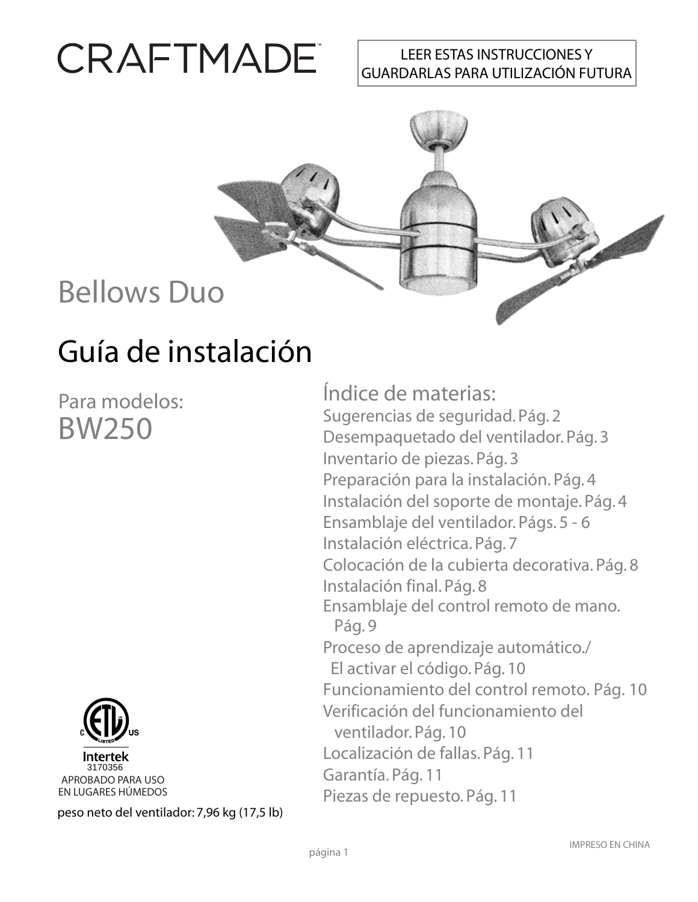# CRAFTMADE™

LEER ESTAS INSTRUCCIONES Y GUARDARLAS PARA UTILIZACIÓN FUTURA

## Bellows Duo

# Guía de instalación

Para modelos:
BW250

## Índice de materias:

Sugerencias de seguridad. Pág. 2
Desempaquetado del ventilador. Pág. 3
Inventario de piezas. Pág. 3
Preparación para la instalación. Pág. 4
Instalación del soporte de montaje. Pág. 4
Ensamblaje del ventilador. Págs. 5 - 6
Instalación eléctrica. Pág. 7
Colocación de la cubierta decorativa. Pág. 8
Instalación final. Pág. 8
Ensamblaje del control remoto de mano. Pág. 9
Proceso de aprendizaje automático./ El activar el código. Pág. 10
Funcionamiento del control remoto. Pág. 10
Verificación del funcionamiento del ventilador. Pág. 10
Localización de fallas. Pág. 11
Garantía. Pág. 11
Piezas de repuesto. Pág. 11

Intertek
3170356
APROBADO PARA USO EN LUGARES HÚMEDOS

peso neto del ventilador: 7,96 kg (17,5 lb)

IMPRESO EN CHINA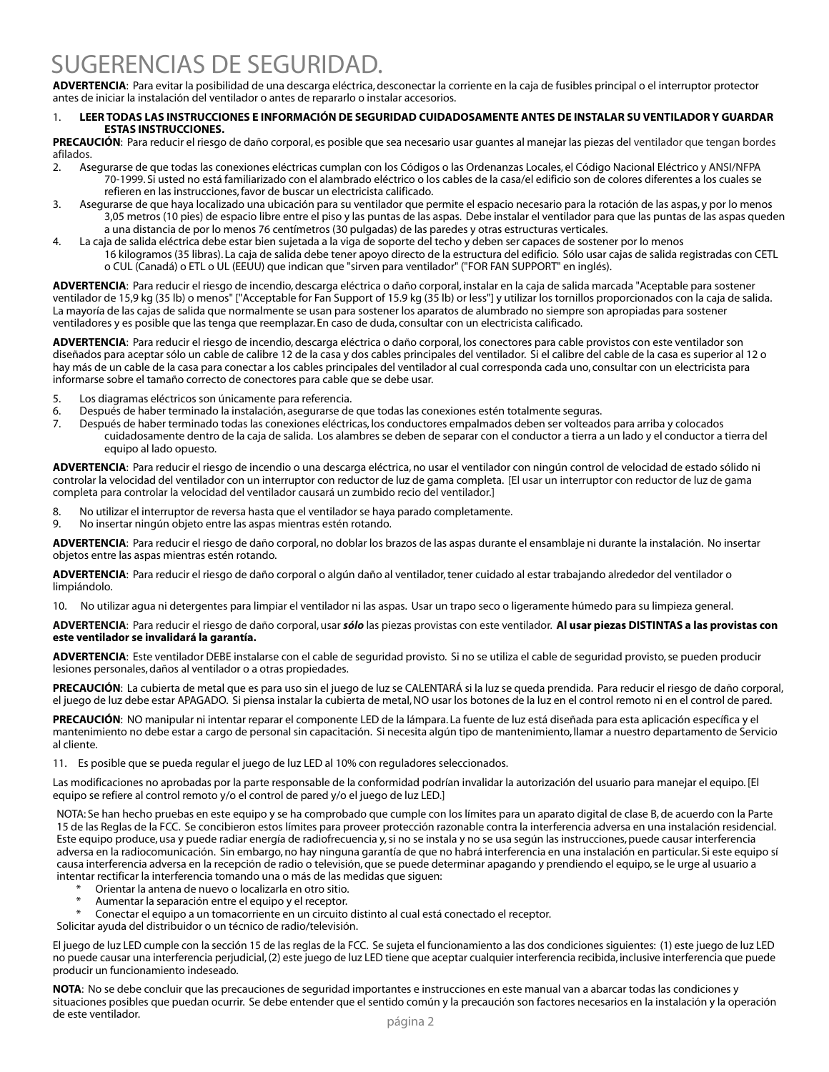# SUGERENCIAS DE SEGURIDAD.

**ADVERTENCIA**: Para evitar la posibilidad de una descarga eléctrica, desconectar la corriente en la caja de fusibles principal o el interruptor protector antes de iniciar la instalación del ventilador o antes de repararlo o instalar accesorios.

1. **LEER TODAS LAS INSTRUCCIONES E INFORMACIÓN DE SEGURIDAD CUIDADOSAMENTE ANTES DE INSTALAR SU VENTILADOR Y GUARDAR ESTAS INSTRUCCIONES.**

**PRECAUCIÓN**: Para reducir el riesgo de daño corporal, es posible que sea necesario usar guantes al manejar las piezas del ventilador que tengan bordes afilados.

2. Asegurarse de que todas las conexiones eléctricas cumplan con los Códigos o las Ordenanzas Locales, el Código Nacional Eléctrico y ANSI/NFPA 70-1999. Si usted no está familiarizado con el alambrado eléctrico o los cables de la casa/el edificio son de colores diferentes a los cuales se refieren en las instrucciones, favor de buscar un electricista calificado.
3. Asegurarse de que haya localizado una ubicación para su ventilador que permite el espacio necesario para la rotación de las aspas, y por lo menos 3,05 metros (10 pies) de espacio libre entre el piso y las puntas de las aspas. Debe instalar el ventilador para que las puntas de las aspas queden a una distancia de por lo menos 76 centímetros (30 pulgadas) de las paredes y otras estructuras verticales.
4. La caja de salida eléctrica debe estar bien sujetada a la viga de soporte del techo y deben ser capaces de sostener por lo menos 16 kilogramos (35 libras). La caja de salida debe tener apoyo directo de la estructura del edificio. Sólo usar cajas de salida registradas con CETL o CUL (Canadá) o ETL o UL (EEUU) que indican que "sirven para ventilador" ("FOR FAN SUPPORT" en inglés).

**ADVERTENCIA**: Para reducir el riesgo de incendio, descarga eléctrica o daño corporal, instalar en la caja de salida marcada "Aceptable para sostener ventilador de 15,9 kg (35 lb) o menos" ["Acceptable for Fan Support of 15.9 kg (35 lb) or less"] y utilizar los tornillos proporcionados con la caja de salida. La mayoría de las cajas de salida que normalmente se usan para sostener los aparatos de alumbrado no siempre son apropiadas para sostener ventiladores y es posible que las tenga que reemplazar. En caso de duda, consultar con un electricista calificado.

**ADVERTENCIA**: Para reducir el riesgo de incendio, descarga eléctrica o daño corporal, los conectores para cable provistos con este ventilador son diseñados para aceptar sólo un cable de calibre 12 de la casa y dos cables principales del ventilador. Si el calibre del cable de la casa es superior al 12 o hay más de un cable de la casa para conectar a los cables principales del ventilador al cual corresponda cada uno, consultar con un electricista para informarse sobre el tamaño correcto de conectores para cable que se debe usar.

5. Los diagramas eléctricos son únicamente para referencia.
6. Después de haber terminado la instalación, asegurarse de que todas las conexiones estén totalmente seguras.
7. Después de haber terminado todas las conexiones eléctricas, los conductores empalmados deben ser volteados para arriba y colocados cuidadosamente dentro de la caja de salida. Los alambres se deben de separar con el conductor a tierra a un lado y el conductor a tierra del equipo al lado opuesto.

**ADVERTENCIA**: Para reducir el riesgo de incendio o una descarga eléctrica, no usar el ventilador con ningún control de velocidad de estado sólido ni controlar la velocidad del ventilador con un interruptor con reductor de luz de gama completa. [El usar un interruptor con reductor de luz de gama completa para controlar la velocidad del ventilador causará un zumbido recio del ventilador.]

8. No utilizar el interruptor de reversa hasta que el ventilador se haya parado completamente.
9. No insertar ningún objeto entre las aspas mientras estén rotando.

**ADVERTENCIA**: Para reducir el riesgo de daño corporal, no doblar los brazos de las aspas durante el ensamblaje ni durante la instalación. No insertar objetos entre las aspas mientras estén rotando.

**ADVERTENCIA**: Para reducir el riesgo de daño corporal o algún daño al ventilador, tener cuidado al estar trabajando alrededor del ventilador o limpiándolo.

10. No utilizar agua ni detergentes para limpiar el ventilador ni las aspas. Usar un trapo seco o ligeramente húmedo para su limpieza general.

**ADVERTENCIA**: Para reducir el riesgo de daño corporal, usar ***sólo*** las piezas provistas con este ventilador. **Al usar piezas DISTINTAS a las provistas con este ventilador se invalidará la garantía.**

**ADVERTENCIA**: Este ventilador DEBE instalarse con el cable de seguridad provisto. Si no se utiliza el cable de seguridad provisto, se pueden producir lesiones personales, daños al ventilador o a otras propiedades.

**PRECAUCIÓN**: La cubierta de metal que es para uso sin el juego de luz se CALENTARÁ si la luz se queda prendida. Para reducir el riesgo de daño corporal, el juego de luz debe estar APAGADO. Si piensa instalar la cubierta de metal, NO usar los botones de la luz en el control remoto ni en el control de pared.

**PRECAUCIÓN**: NO manipular ni intentar reparar el componente LED de la lámpara. La fuente de luz está diseñada para esta aplicación específica y el mantenimiento no debe estar a cargo de personal sin capacitación. Si necesita algún tipo de mantenimiento, llamar a nuestro departamento de Servicio al cliente.

11. Es posible que se pueda regular el juego de luz LED al 10% con reguladores seleccionados.

Las modificaciones no aprobadas por la parte responsable de la conformidad podrían invalidar la autorización del usuario para manejar el equipo. [El equipo se refiere al control remoto y/o el control de pared y/o el juego de luz LED.]

NOTA: Se han hecho pruebas en este equipo y se ha comprobado que cumple con los límites para un aparato digital de clase B, de acuerdo con la Parte 15 de las Reglas de la FCC. Se concibieron estos límites para proveer protección razonable contra la interferencia adversa en una instalación residencial. Este equipo produce, usa y puede radiar energía de radiofrecuencia y, si no se instala y no se usa según las instrucciones, puede causar interferencia adversa en la radiocomunicación. Sin embargo, no hay ninguna garantía de que no habrá interferencia en una instalación en particular. Si este equipo sí causa interferencia adversa en la recepción de radio o televisión, que se puede determinar apagando y prendiendo el equipo, se le urge al usuario a intentar rectificar la interferencia tomando una o más de las medidas que siguen:

* Orientar la antena de nuevo o localizarla en otro sitio.
* Aumentar la separación entre el equipo y el receptor.
* Conectar el equipo a un tomacorriente en un circuito distinto al cual está conectado el receptor.

Solicitar ayuda del distribuidor o un técnico de radio/televisión.

El juego de luz LED cumple con la sección 15 de las reglas de la FCC. Se sujeta el funcionamiento a las dos condiciones siguientes: (1) este juego de luz LED no puede causar una interferencia perjudicial, (2) este juego de luz LED tiene que aceptar cualquier interferencia recibida, inclusive interferencia que puede producir un funcionamiento indeseado.

**NOTA**: No se debe concluir que las precauciones de seguridad importantes e instrucciones en este manual van a abarcar todas las condiciones y situaciones posibles que puedan ocurrir. Se debe entender que el sentido común y la precaución son factores necesarios en la instalación y la operación de este ventilador.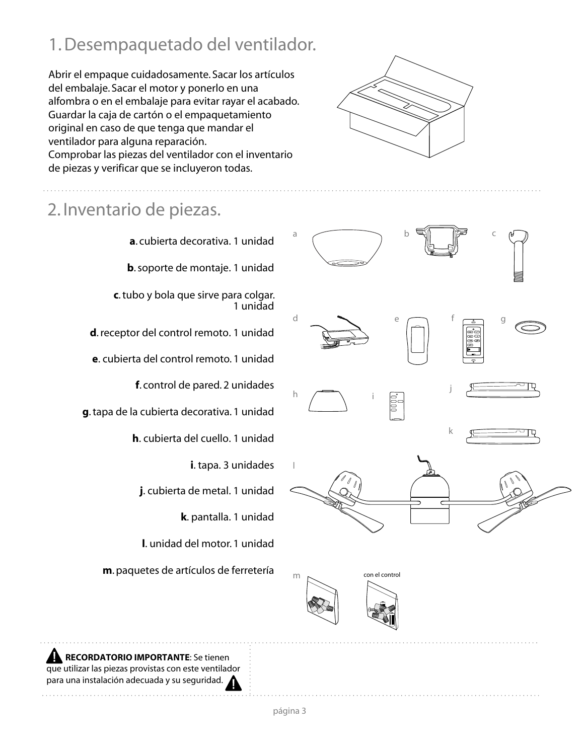## 1. Desempaquetado del ventilador.

Abrir el empaque cuidadosamente. Sacar los artículos del embalaje. Sacar el motor y ponerlo en una alfombra o en el embalaje para evitar rayar el acabado. Guardar la caja de cartón o el empaquetamiento original en caso de que tenga que mandar el ventilador para alguna reparación.
Comprobar las piezas del ventilador con el inventario de piezas y verificar que se incluyeron todas.

## 2. Inventario de piezas.

**a**. cubierta decorativa. 1 unidad

**b**. soporte de montaje. 1 unidad

**c**. tubo y bola que sirve para colgar. 1 unidad

**d**. receptor del control remoto. 1 unidad

**e**. cubierta del control remoto. 1 unidad

**f**. control de pared. 2 unidades

**g**. tapa de la cubierta decorativa. 1 unidad

**h**. cubierta del cuello. 1 unidad

**i**. tapa. 3 unidades

**j**. cubierta de metal. 1 unidad

**k**. pantalla. 1 unidad

**l**. unidad del motor. 1 unidad

**m**. paquetes de artículos de ferretería

con el control

**RECORDATORIO IMPORTANTE**: Se tienen que utilizar las piezas provistas con este ventilador para una instalación adecuada y su seguridad.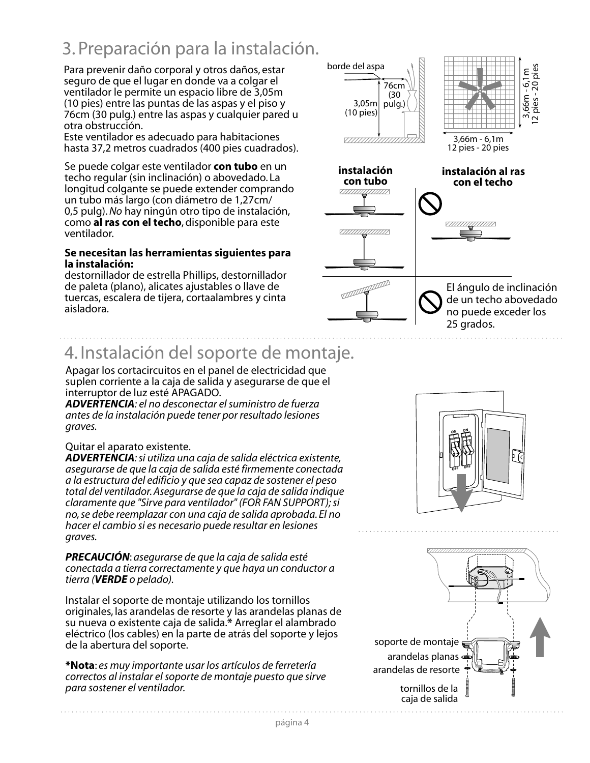# 3. Preparación para la instalación.

Para prevenir daño corporal y otros daños, estar seguro de que el lugar en donde va a colgar el ventilador le permite un espacio libre de 3,05m (10 pies) entre las puntas de las aspas y el piso y 76cm (30 pulg.) entre las aspas y cualquier pared u otra obstrucción.
Este ventilador es adecuado para habitaciones hasta 37,2 metros cuadrados (400 pies cuadrados).

Se puede colgar este ventilador **con tubo** en un techo regular (sin inclinación) o abovedado. La longitud colgante se puede extender comprando un tubo más largo (con diámetro de 1,27cm/ 0,5 pulg). *No* hay ningún otro tipo de instalación, como **al ras con el techo**, disponible para este ventilador.

**Se necesitan las herramientas siguientes para la instalación:**
destornillador de estrella Phillips, destornillador de paleta (plano), alicates ajustables o llave de tuercas, escalera de tijera, cortaalambres y cinta aisladora.

borde del aspa

76cm (30 pulg.)

3,05m (10 pies)

3,66m - 6,1m
12 pies - 20 pies

**instalación con tubo**

**instalación al ras con el techo**

El ángulo de inclinación de un techo abovedado no puede exceder los 25 grados.

# 4. Instalación del soporte de montaje.

Apagar los cortacircuitos en el panel de electricidad que suplen corriente a la caja de salida y asegurarse de que el interruptor de luz esté APAGADO.
***ADVERTENCIA****: el no desconectar el suministro de fuerza antes de la instalación puede tener por resultado lesiones graves.*

Quitar el aparato existente.
***ADVERTENCIA****: si utiliza una caja de salida eléctrica existente, asegurarse de que la caja de salida esté firmemente conectada a la estructura del edificio y que sea capaz de sostener el peso total del ventilador. Asegurarse de que la caja de salida indique claramente que "Sirve para ventilador" (FOR FAN SUPPORT); si no, se debe reemplazar con una caja de salida aprobada. El no hacer el cambio si es necesario puede resultar en lesiones graves.*

***PRECAUCIÓN***: *asegurarse de que la caja de salida esté conectada a tierra correctamente y que haya un conductor a tierra (**VERDE** o pelado).*

Instalar el soporte de montaje utilizando los tornillos originales, las arandelas de resorte y las arandelas planas de su nueva o existente caja de salida.**\*** Arreglar el alambrado eléctrico (los cables) en la parte de atrás del soporte y lejos de la abertura del soporte.

**\*Nota**: *es muy importante usar los artículos de ferretería correctos al instalar el soporte de montaje puesto que sirve para sostener el ventilador.*

soporte de montaje
arandelas planas
arandelas de resorte
tornillos de la caja de salida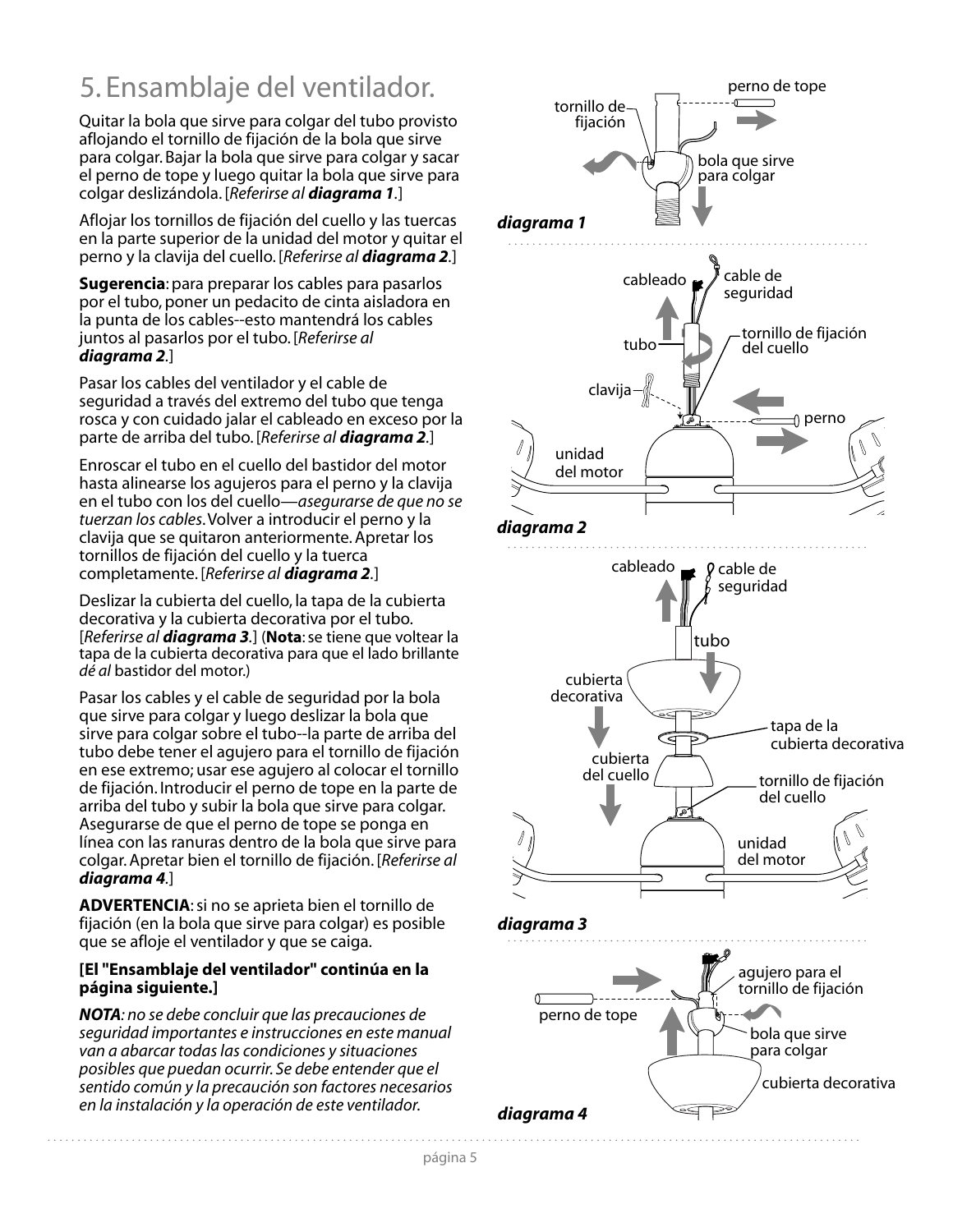# 5. Ensamblaje del ventilador.

Quitar la bola que sirve para colgar del tubo provisto aflojando el tornillo de fijación de la bola que sirve para colgar. Bajar la bola que sirve para colgar y sacar el perno de tope y luego quitar la bola que sirve para colgar deslizándola. [*Referirse al **diagrama 1**.*]

Aflojar los tornillos de fijación del cuello y las tuercas en la parte superior de la unidad del motor y quitar el perno y la clavija del cuello. [*Referirse al **diagrama 2**.*]

**Sugerencia**: para preparar los cables para pasarlos por el tubo, poner un pedacito de cinta aisladora en la punta de los cables--esto mantendrá los cables juntos al pasarlos por el tubo. [*Referirse al **diagrama 2**.*]

Pasar los cables del ventilador y el cable de seguridad a través del extremo del tubo que tenga rosca y con cuidado jalar el cableado en exceso por la parte de arriba del tubo. [*Referirse al **diagrama 2**.*]

Enroscar el tubo en el cuello del bastidor del motor hasta alinearse los agujeros para el perno y la clavija en el tubo con los del cuello—*asegurarse de que no se tuerzan los cables*. Volver a introducir el perno y la clavija que se quitaron anteriormente. Apretar los tornillos de fijación del cuello y la tuerca completamente. [*Referirse al **diagrama 2**.*]

Deslizar la cubierta del cuello, la tapa de la cubierta decorativa y la cubierta decorativa por el tubo. [*Referirse al **diagrama 3**.*] (**Nota**: se tiene que voltear la tapa de la cubierta decorativa para que el lado brillante *dé al* bastidor del motor.)

Pasar los cables y el cable de seguridad por la bola que sirve para colgar y luego deslizar la bola que sirve para colgar sobre el tubo--la parte de arriba del tubo debe tener el agujero para el tornillo de fijación en ese extremo; usar ese agujero al colocar el tornillo de fijación. Introducir el perno de tope en la parte de arriba del tubo y subir la bola que sirve para colgar. Asegurarse de que el perno de tope se ponga en línea con las ranuras dentro de la bola que sirve para colgar. Apretar bien el tornillo de fijación. [*Referirse al **diagrama 4**.*]

**ADVERTENCIA**: si no se aprieta bien el tornillo de fijación (en la bola que sirve para colgar) es posible que se afloje el ventilador y que se caiga.

**[El "Ensamblaje del ventilador" continúa en la página siguiente.]**

***NOTA**: no se debe concluir que las precauciones de seguridad importantes e instrucciones en este manual van a abarcar todas las condiciones y situaciones posibles que puedan ocurrir. Se debe entender que el sentido común y la precaución son factores necesarios en la instalación y la operación de este ventilador.*

tornillo de fijación — perno de tope — bola que sirve para colgar

***diagrama 1***

cableado — cable de seguridad — tubo — tornillo de fijación del cuello — clavija — perno — unidad del motor

***diagrama 2***

cableado — cable de seguridad — tubo — cubierta decorativa — tapa de la cubierta decorativa — cubierta del cuello — tornillo de fijación del cuello — unidad del motor

***diagrama 3***

agujero para el tornillo de fijación — perno de tope — bola que sirve para colgar — cubierta decorativa

***diagrama 4***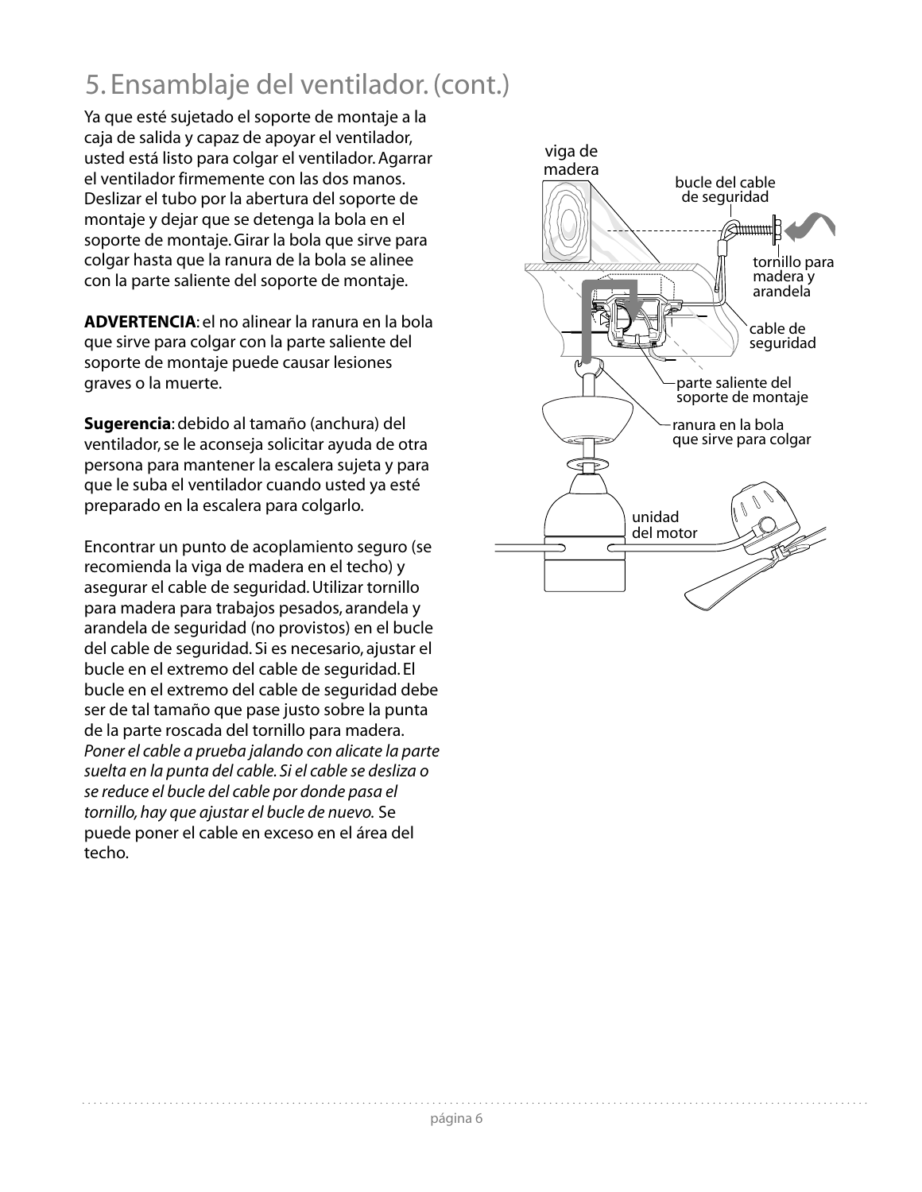# 5. Ensamblaje del ventilador. (cont.)

Ya que esté sujetado el soporte de montaje a la caja de salida y capaz de apoyar el ventilador, usted está listo para colgar el ventilador. Agarrar el ventilador firmemente con las dos manos. Deslizar el tubo por la abertura del soporte de montaje y dejar que se detenga la bola en el soporte de montaje. Girar la bola que sirve para colgar hasta que la ranura de la bola se alinee con la parte saliente del soporte de montaje.

**ADVERTENCIA**: el no alinear la ranura en la bola que sirve para colgar con la parte saliente del soporte de montaje puede causar lesiones graves o la muerte.

**Sugerencia**: debido al tamaño (anchura) del ventilador, se le aconseja solicitar ayuda de otra persona para mantener la escalera sujeta y para que le suba el ventilador cuando usted ya esté preparado en la escalera para colgarlo.

Encontrar un punto de acoplamiento seguro (se recomienda la viga de madera en el techo) y asegurar el cable de seguridad. Utilizar tornillo para madera para trabajos pesados, arandela y arandela de seguridad (no provistos) en el bucle del cable de seguridad. Si es necesario, ajustar el bucle en el extremo del cable de seguridad. El bucle en el extremo del cable de seguridad debe ser de tal tamaño que pase justo sobre la punta de la parte roscada del tornillo para madera. *Poner el cable a prueba jalando con alicate la parte suelta en la punta del cable. Si el cable se desliza o se reduce el bucle del cable por donde pasa el tornillo, hay que ajustar el bucle de nuevo.* Se puede poner el cable en exceso en el área del techo.

viga de madera

bucle del cable de seguridad

tornillo para madera y arandela

cable de seguridad

parte saliente del soporte de montaje

ranura en la bola que sirve para colgar

unidad del motor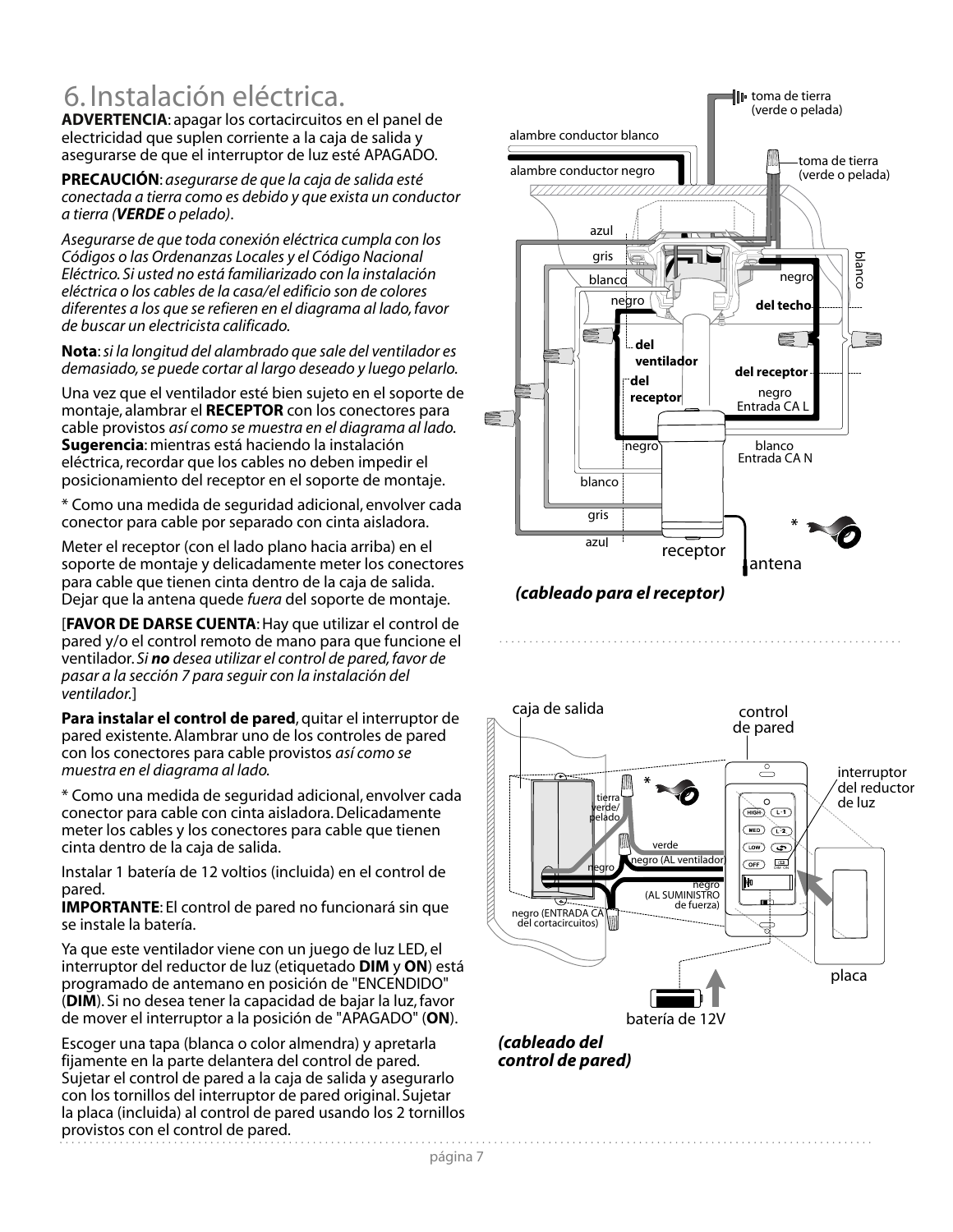# 6. Instalación eléctrica.

**ADVERTENCIA**: apagar los cortacircuitos en el panel de electricidad que suplen corriente a la caja de salida y asegurarse de que el interruptor de luz esté APAGADO.

**PRECAUCIÓN**: *asegurarse de que la caja de salida esté conectada a tierra como es debido y que exista un conductor a tierra (**VERDE** o pelado).*

*Asegurarse de que toda conexión eléctrica cumpla con los Códigos o las Ordenanzas Locales y el Código Nacional Eléctrico. Si usted no está familiarizado con la instalación eléctrica o los cables de la casa/el edificio son de colores diferentes a los que se refieren en el diagrama al lado, favor de buscar un electricista calificado.*

**Nota**: *si la longitud del alambrado que sale del ventilador es demasiado, se puede cortar al largo deseado y luego pelarlo.*

Una vez que el ventilador esté bien sujeto en el soporte de montaje, alambrar el **RECEPTOR** con los conectores para cable provistos *así como se muestra en el diagrama al lado.*
**Sugerencia**: mientras está haciendo la instalación eléctrica, recordar que los cables no deben impedir el posicionamiento del receptor en el soporte de montaje.

* Como una medida de seguridad adicional, envolver cada conector para cable por separado con cinta aisladora.

Meter el receptor (con el lado plano hacia arriba) en el soporte de montaje y delicadamente meter los conectores para cable que tienen cinta dentro de la caja de salida. Dejar que la antena quede *fuera* del soporte de montaje.

[**FAVOR DE DARSE CUENTA**: Hay que utilizar el control de pared y/o el control remoto de mano para que funcione el ventilador. *Si **no** desea utilizar el control de pared, favor de pasar a la sección 7 para seguir con la instalación del ventilador.*]

**Para instalar el control de pared**, quitar el interruptor de pared existente. Alambrar uno de los controles de pared con los conectores para cable provistos *así como se muestra en el diagrama al lado.*

* Como una medida de seguridad adicional, envolver cada conector para cable con cinta aisladora. Delicadamente meter los cables y los conectores para cable que tienen cinta dentro de la caja de salida.

Instalar 1 batería de 12 voltios (incluida) en el control de pared.
**IMPORTANTE**: El control de pared no funcionará sin que se instale la batería.

Ya que este ventilador viene con un juego de luz LED, el interruptor del reductor de luz (etiquetado **DIM** y **ON**) está programado de antemano en posición de "ENCENDIDO" (**DIM**). Si no desea tener la capacidad de bajar la luz, favor de mover el interruptor a la posición de "APAGADO" (**ON**).

Escoger una tapa (blanca o color almendra) y apretarla fijamente en la parte delantera del control de pared. Sujetar el control de pared a la caja de salida y asegurarlo con los tornillos del interruptor de pared original. Sujetar la placa (incluida) al control de pared usando los 2 tornillos provistos con el control de pared.

toma de tierra (verde o pelada) · alambre conductor blanco · alambre conductor negro · toma de tierra (verde o pelada) · azul · gris · blanco · negro · negro · del techo · blanco · del ventilador · del receptor · del receptor · negro Entrada CA L · negro · blanco Entrada CA N · blanco · gris · azul · receptor · antena · *

***(cableado para el receptor)***

caja de salida · control de pared · interruptor del reductor de luz · tierra verde/pelado · * · verde · negro · negro (AL ventilador) · negro (AL SUMINISTRO de fuerza) · negro (ENTRADA CA del cortacircuitos) · HIGH · L-1 · MED · L-2 · LOW · OFF · DIM ON · placa · batería de 12V

***(cableado del control de pared)***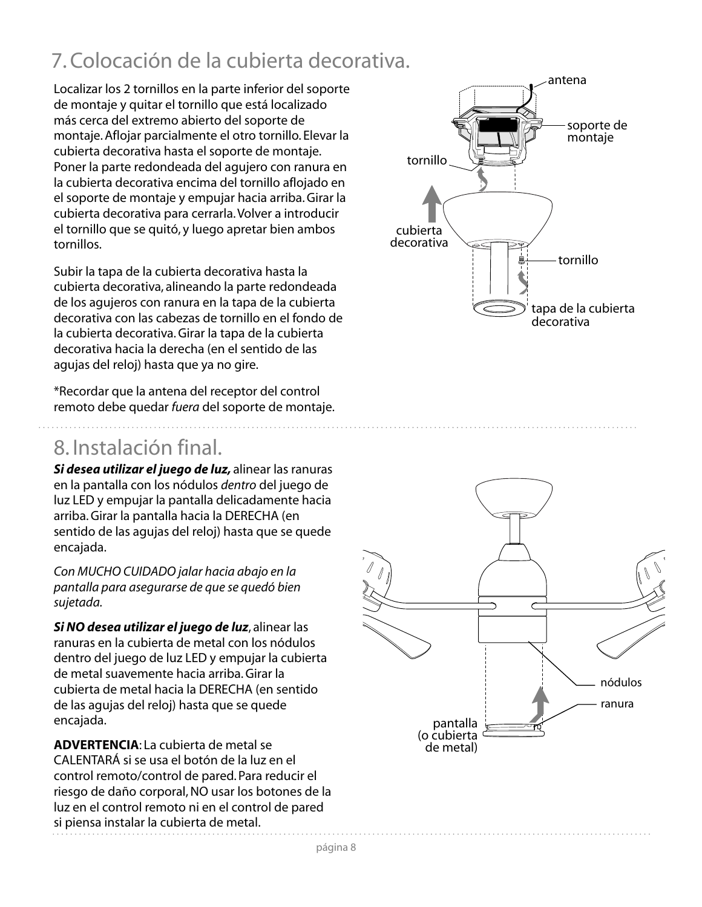# 7. Colocación de la cubierta decorativa.

Localizar los 2 tornillos en la parte inferior del soporte de montaje y quitar el tornillo que está localizado más cerca del extremo abierto del soporte de montaje. Aflojar parcialmente el otro tornillo. Elevar la cubierta decorativa hasta el soporte de montaje. Poner la parte redondeada del agujero con ranura en la cubierta decorativa encima del tornillo aflojado en el soporte de montaje y empujar hacia arriba. Girar la cubierta decorativa para cerrarla. Volver a introducir el tornillo que se quitó, y luego apretar bien ambos tornillos.

Subir la tapa de la cubierta decorativa hasta la cubierta decorativa, alineando la parte redondeada de los agujeros con ranura en la tapa de la cubierta decorativa con las cabezas de tornillo en el fondo de la cubierta decorativa. Girar la tapa de la cubierta decorativa hacia la derecha (en el sentido de las agujas del reloj) hasta que ya no gire.

*Recordar que la antena del receptor del control remoto debe quedar *fuera* del soporte de montaje.

antena

soporte de montaje

tornillo

cubierta decorativa

tornillo

tapa de la cubierta decorativa

# 8. Instalación final.

***Si desea utilizar el juego de luz,*** alinear las ranuras en la pantalla con los nódulos *dentro* del juego de luz LED y empujar la pantalla delicadamente hacia arriba. Girar la pantalla hacia la DERECHA (en sentido de las agujas del reloj) hasta que se quede encajada.

*Con MUCHO CUIDADO jalar hacia abajo en la pantalla para asegurarse de que se quedó bien sujetada.*

***Si NO desea utilizar el juego de luz***, alinear las ranuras en la cubierta de metal con los nódulos dentro del juego de luz LED y empujar la cubierta de metal suavemente hacia arriba. Girar la cubierta de metal hacia la DERECHA (en sentido de las agujas del reloj) hasta que se quede encajada.

**ADVERTENCIA**: La cubierta de metal se CALENTARÁ si se usa el botón de la luz en el control remoto/control de pared. Para reducir el riesgo de daño corporal, NO usar los botones de la luz en el control remoto ni en el control de pared si piensa instalar la cubierta de metal.

nódulos

ranura

pantalla (o cubierta de metal)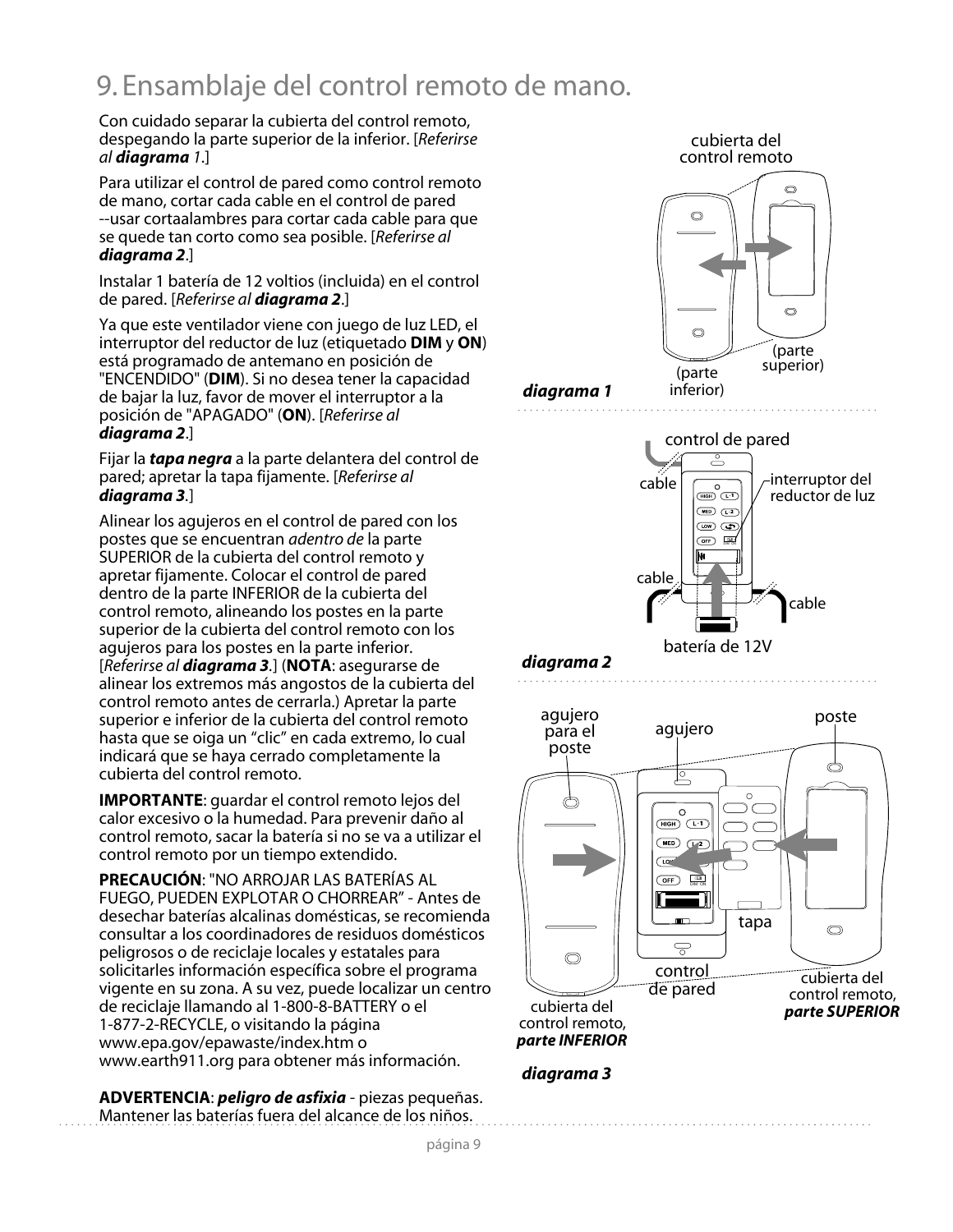# 9. Ensamblaje del control remoto de mano.

Con cuidado separar la cubierta del control remoto, despegando la parte superior de la inferior. [*Referirse al **diagrama** 1*.]

Para utilizar el control de pared como control remoto de mano, cortar cada cable en el control de pared --usar cortaalambres para cortar cada cable para que se quede tan corto como sea posible. [*Referirse al **diagrama 2***.]

Instalar 1 batería de 12 voltios (incluida) en el control de pared. [*Referirse al **diagrama 2***.]

Ya que este ventilador viene con juego de luz LED, el interruptor del reductor de luz (etiquetado **DIM** y **ON**) está programado de antemano en posición de "ENCENDIDO" (**DIM**). Si no desea tener la capacidad de bajar la luz, favor de mover el interruptor a la posición de "APAGADO" (**ON**). [*Referirse al **diagrama 2***.]

Fijar la ***tapa negra*** a la parte delantera del control de pared; apretar la tapa fijamente. [*Referirse al **diagrama 3***.]

Alinear los agujeros en el control de pared con los postes que se encuentran *adentro de* la parte SUPERIOR de la cubierta del control remoto y apretar fijamente. Colocar el control de pared dentro de la parte INFERIOR de la cubierta del control remoto, alineando los postes en la parte superior de la cubierta del control remoto con los agujeros para los postes en la parte inferior. [*Referirse al **diagrama 3***.] (**NOTA**: asegurarse de alinear los extremos más angostos de la cubierta del control remoto antes de cerrarla.) Apretar la parte superior e inferior de la cubierta del control remoto hasta que se oiga un "clic" en cada extremo, lo cual indicará que se haya cerrado completamente la cubierta del control remoto.

**IMPORTANTE**: guardar el control remoto lejos del calor excesivo o la humedad. Para prevenir daño al control remoto, sacar la batería si no se va a utilizar el control remoto por un tiempo extendido.

**PRECAUCIÓN**: "NO ARROJAR LAS BATERÍAS AL FUEGO, PUEDEN EXPLOTAR O CHORREAR" - Antes de desechar baterías alcalinas domésticas, se recomienda consultar a los coordinadores de residuos domésticos peligrosos o de reciclaje locales y estatales para solicitarles información específica sobre el programa vigente en su zona. A su vez, puede localizar un centro de reciclaje llamando al 1-800-8-BATTERY o el 1-877-2-RECYCLE, o visitando la página www.epa.gov/epawaste/index.htm o www.earth911.org para obtener más información.

**ADVERTENCIA**: ***peligro de asfixia*** - piezas pequeñas. Mantener las baterías fuera del alcance de los niños.

cubierta del control remoto

(parte inferior) (parte superior)

***diagrama 1***

control de pared

cable

interruptor del reductor de luz

cable

cable

batería de 12V

***diagrama 2***

agujero para el poste

agujero

poste

tapa

control de pared

cubierta del control remoto, ***parte INFERIOR***

cubierta del control remoto, ***parte SUPERIOR***

***diagrama 3***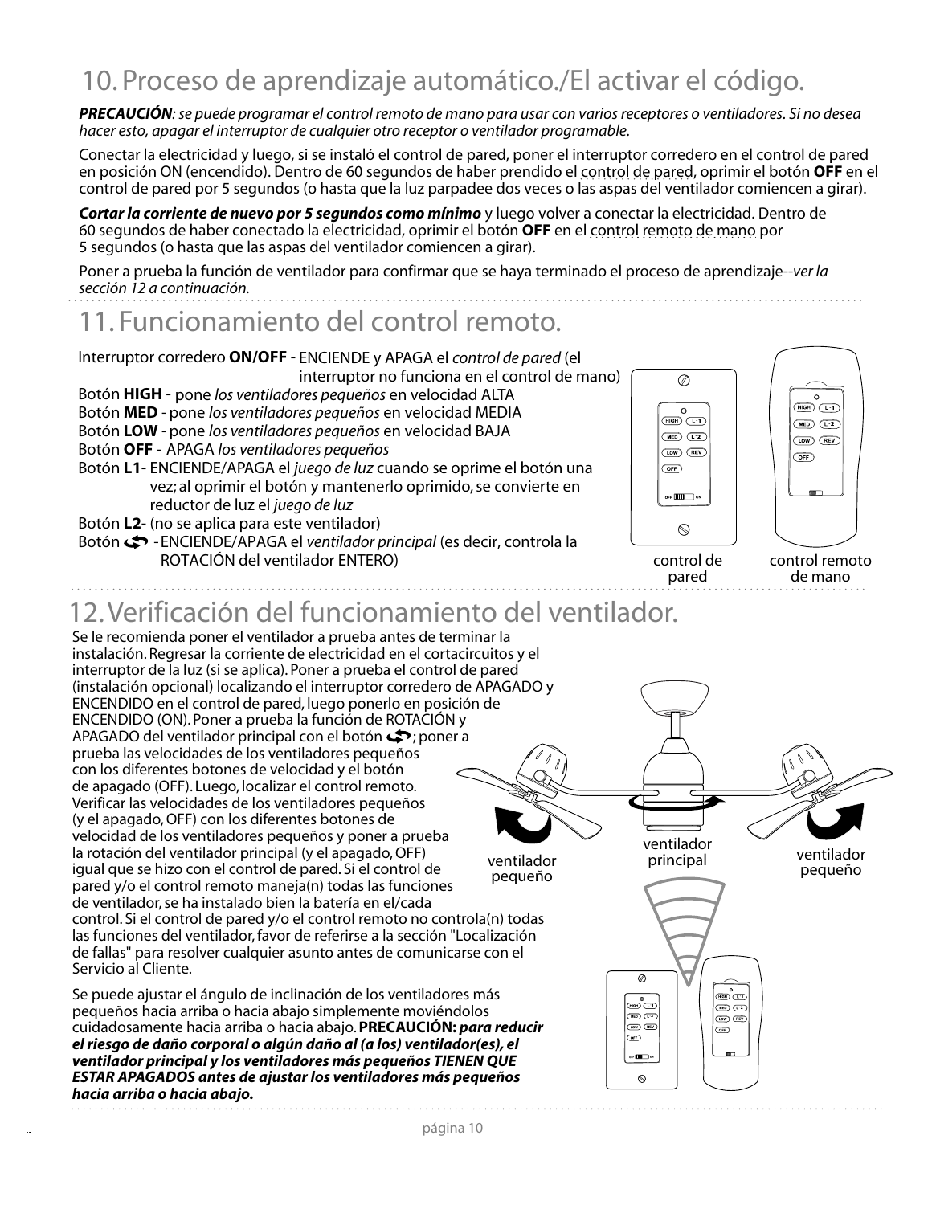## 10. Proceso de aprendizaje automático./El activar el código.

***PRECAUCIÓN**: se puede programar el control remoto de mano para usar con varios receptores o ventiladores. Si no desea hacer esto, apagar el interruptor de cualquier otro receptor o ventilador programable.*

Conectar la electricidad y luego, si se instaló el control de pared, poner el interruptor corredero en el control de pared en posición ON (encendido). Dentro de 60 segundos de haber prendido el control de pared, oprimir el botón **OFF** en el control de pared por 5 segundos (o hasta que la luz parpadee dos veces o las aspas del ventilador comiencen a girar).

***Cortar la corriente de nuevo por 5 segundos como mínimo*** y luego volver a conectar la electricidad. Dentro de 60 segundos de haber conectado la electricidad, oprimir el botón **OFF** en el control remoto de mano por 5 segundos (o hasta que las aspas del ventilador comiencen a girar).

Poner a prueba la función de ventilador para confirmar que se haya terminado el proceso de aprendizaje--*ver la sección 12 a continuación.*

## 11. Funcionamiento del control remoto.

Interruptor corredero **ON/OFF** - ENCIENDE y APAGA el *control de pared* (el interruptor no funciona en el control de mano)
Botón **HIGH** - pone *los ventiladores pequeños* en velocidad ALTA
Botón **MED** - pone *los ventiladores pequeños* en velocidad MEDIA
Botón **LOW** - pone *los ventiladores pequeños* en velocidad BAJA
Botón **OFF** - APAGA *los ventiladores pequeños*
Botón **L1**- ENCIENDE/APAGA el *juego de luz* cuando se oprime el botón una vez; al oprimir el botón y mantenerlo oprimido, se convierte en reductor de luz el *juego de luz*
Botón **L2**- (no se aplica para este ventilador)
Botón ⟲ - ENCIENDE/APAGA el *ventilador principal* (es decir, controla la ROTACIÓN del ventilador ENTERO)

control de pared

control remoto de mano

## 12. Verificación del funcionamiento del ventilador.

Se le recomienda poner el ventilador a prueba antes de terminar la instalación. Regresar la corriente de electricidad en el cortacircuitos y el interruptor de la luz (si se aplica). Poner a prueba el control de pared (instalación opcional) localizando el interruptor corredero de APAGADO y ENCENDIDO en el control de pared, luego ponerlo en posición de ENCENDIDO (ON). Poner a prueba la función de ROTACIÓN y APAGADO del ventilador principal con el botón ⟲; poner a prueba las velocidades de los ventiladores pequeños con los diferentes botones de velocidad y el botón de apagado (OFF). Luego, localizar el control remoto. Verificar las velocidades de los ventiladores pequeños (y el apagado, OFF) con los diferentes botones de velocidad de los ventiladores pequeños y poner a prueba la rotación del ventilador principal (y el apagado, OFF) igual que se hizo con el control de pared. Si el control de pared y/o el control remoto maneja(n) todas las funciones de ventilador, se ha instalado bien la batería en el/cada control. Si el control de pared y/o el control remoto no controla(n) todas las funciones del ventilador, favor de referirse a la sección "Localización de fallas" para resolver cualquier asunto antes de comunicarse con el Servicio al Cliente.

ventilador pequeño

ventilador principal

ventilador pequeño

Se puede ajustar el ángulo de inclinación de los ventiladores más pequeños hacia arriba o hacia abajo simplemente moviéndolos cuidadosamente hacia arriba o hacia abajo. **PRECAUCIÓN:** ***para reducir el riesgo de daño corporal o algún daño al (a los) ventilador(es), el ventilador principal y los ventiladores más pequeños TIENEN QUE ESTAR APAGADOS antes de ajustar los ventiladores más pequeños hacia arriba o hacia abajo.***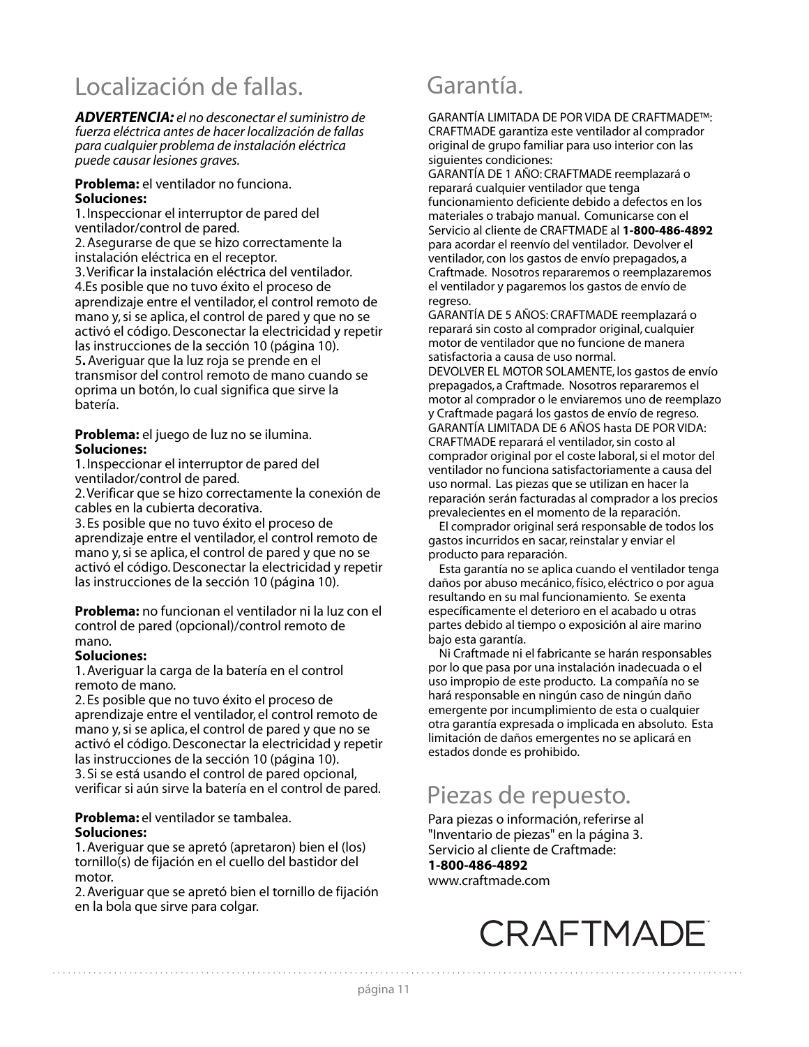# Localización de fallas.

***ADVERTENCIA:*** *el no desconectar el suministro de fuerza eléctrica antes de hacer localización de fallas para cualquier problema de instalación eléctrica puede causar lesiones graves.*

**Problema:** el ventilador no funciona.
**Soluciones:**
1. Inspeccionar el interruptor de pared del ventilador/control de pared.
2. Asegurarse de que se hizo correctamente la instalación eléctrica en el receptor.
3. Verificar la instalación eléctrica del ventilador.
4. Es posible que no tuvo éxito el proceso de aprendizaje entre el ventilador, el control remoto de mano y, si se aplica, el control de pared y que no se activó el código. Desconectar la electricidad y repetir las instrucciones de la sección 10 (página 10).
5. Averiguar que la luz roja se prende en el transmisor del control remoto de mano cuando se oprima un botón, lo cual significa que sirve la batería.

**Problema:** el juego de luz no se ilumina.
**Soluciones:**
1. Inspeccionar el interruptor de pared del ventilador/control de pared.
2. Verificar que se hizo correctamente la conexión de cables en la cubierta decorativa.
3. Es posible que no tuvo éxito el proceso de aprendizaje entre el ventilador, el control remoto de mano y, si se aplica, el control de pared y que no se activó el código. Desconectar la electricidad y repetir las instrucciones de la sección 10 (página 10).

**Problema:** no funcionan el ventilador ni la luz con el control de pared (opcional)/control remoto de mano.
**Soluciones:**
1. Averiguar la carga de la batería en el control remoto de mano.
2. Es posible que no tuvo éxito el proceso de aprendizaje entre el ventilador, el control remoto de mano y, si se aplica, el control de pared y que no se activó el código. Desconectar la electricidad y repetir las instrucciones de la sección 10 (página 10).
3. Si se está usando el control de pared opcional, verificar si aún sirve la batería en el control de pared.

**Problema:** el ventilador se tambalea.
**Soluciones:**
1. Averiguar que se apretó (apretaron) bien el (los) tornillo(s) de fijación en el cuello del bastidor del motor.
2. Averiguar que se apretó bien el tornillo de fijación en la bola que sirve para colgar.

# Garantía.

GARANTÍA LIMITADA DE POR VIDA DE CRAFTMADE™: CRAFTMADE garantiza este ventilador al comprador original de grupo familiar para uso interior con las siguientes condiciones:
GARANTÍA DE 1 AÑO: CRAFTMADE reemplazará o reparará cualquier ventilador que tenga funcionamiento deficiente debido a defectos en los materiales o trabajo manual. Comunicarse con el Servicio al cliente de CRAFTMADE al **1-800-486-4892** para acordar el reenvío del ventilador. Devolver el ventilador, con los gastos de envío prepagados, a Craftmade. Nosotros repararemos o reemplazaremos el ventilador y pagaremos los gastos de envío de regreso.
GARANTÍA DE 5 AÑOS: CRAFTMADE reemplazará o reparará sin costo al comprador original, cualquier motor de ventilador que no funcione de manera satisfactoria a causa de uso normal.
DEVOLVER EL MOTOR SOLAMENTE, los gastos de envío prepagados, a Craftmade. Nosotros repararemos el motor al comprador o le enviaremos uno de reemplazo y Craftmade pagará los gastos de envío de regreso.
GARANTÍA LIMITADA DE 6 AÑOS hasta DE POR VIDA: CRAFTMADE reparará el ventilador, sin costo al comprador original por el coste laboral, si el motor del ventilador no funciona satisfactoriamente a causa del uso normal. Las piezas que se utilizan en hacer la reparación serán facturadas al comprador a los precios prevalecientes en el momento de la reparación.

El comprador original será responsable de todos los gastos incurridos en sacar, reinstalar y enviar el producto para reparación.

Esta garantía no se aplica cuando el ventilador tenga daños por abuso mecánico, físico, eléctrico o por agua resultando en su mal funcionamiento. Se exenta específicamente el deterioro en el acabado u otras partes debido al tiempo o exposición al aire marino bajo esta garantía.

Ni Craftmade ni el fabricante se harán responsables por lo que pasa por una instalación inadecuada o el uso impropio de este producto. La compañía no se hará responsable en ningún caso de ningún daño emergente por incumplimiento de esta o cualquier otra garantía expresada o implicada en absoluto. Esta limitación de daños emergentes no se aplicará en estados donde es prohibido.

# Piezas de repuesto.

Para piezas o información, referirse al "Inventario de piezas" en la página 3.
Servicio al cliente de Craftmade:
**1-800-486-4892**
www.craftmade.com

CRAFTMADE™